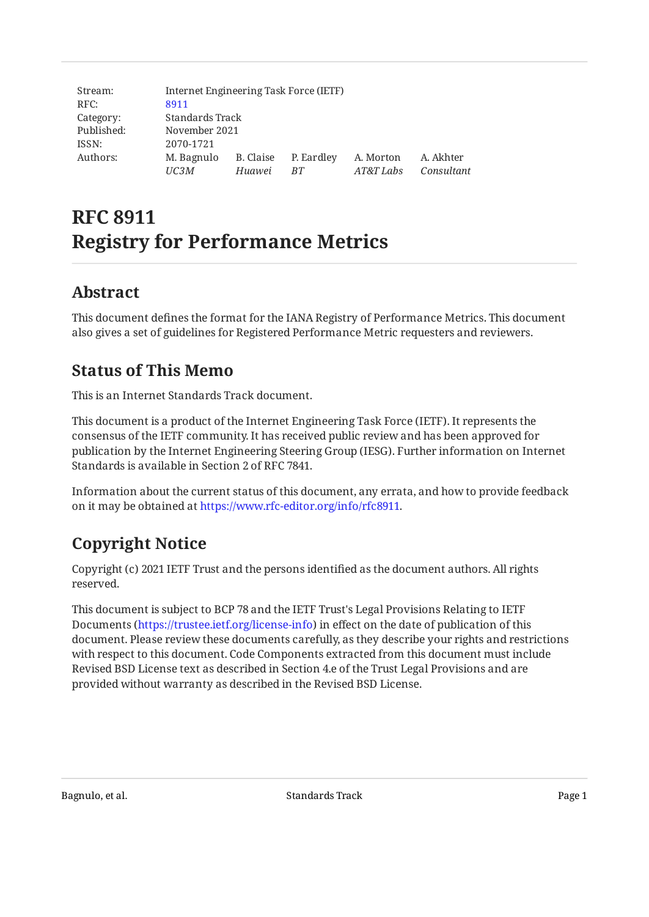| | | | | | |
|---|---|---|---|---|---|
| Stream: | Internet Engineering Task Force (IETF) | | | | |
| RFC: | 8911 | | | | |
| Category: | Standards Track | | | | |
| Published: | November 2021 | | | | |
| ISSN: | 2070-1721 | | | | |
| Authors: | M. Bagnulo | B. Claise | P. Eardley | A. Morton | A. Akhter |
| | *UC3M* | *Huawei* | *BT* | *AT&T Labs* | *Consultant* |

# RFC 8911
# Registry for Performance Metrics

## Abstract

This document defines the format for the IANA Registry of Performance Metrics. This document also gives a set of guidelines for Registered Performance Metric requesters and reviewers.

## Status of This Memo

This is an Internet Standards Track document.

This document is a product of the Internet Engineering Task Force (IETF). It represents the consensus of the IETF community. It has received public review and has been approved for publication by the Internet Engineering Steering Group (IESG). Further information on Internet Standards is available in Section 2 of RFC 7841.

Information about the current status of this document, any errata, and how to provide feedback on it may be obtained at https://www.rfc-editor.org/info/rfc8911.

## Copyright Notice

Copyright (c) 2021 IETF Trust and the persons identified as the document authors. All rights reserved.

This document is subject to BCP 78 and the IETF Trust's Legal Provisions Relating to IETF Documents (https://trustee.ietf.org/license-info) in effect on the date of publication of this document. Please review these documents carefully, as they describe your rights and restrictions with respect to this document. Code Components extracted from this document must include Revised BSD License text as described in Section 4.e of the Trust Legal Provisions and are provided without warranty as described in the Revised BSD License.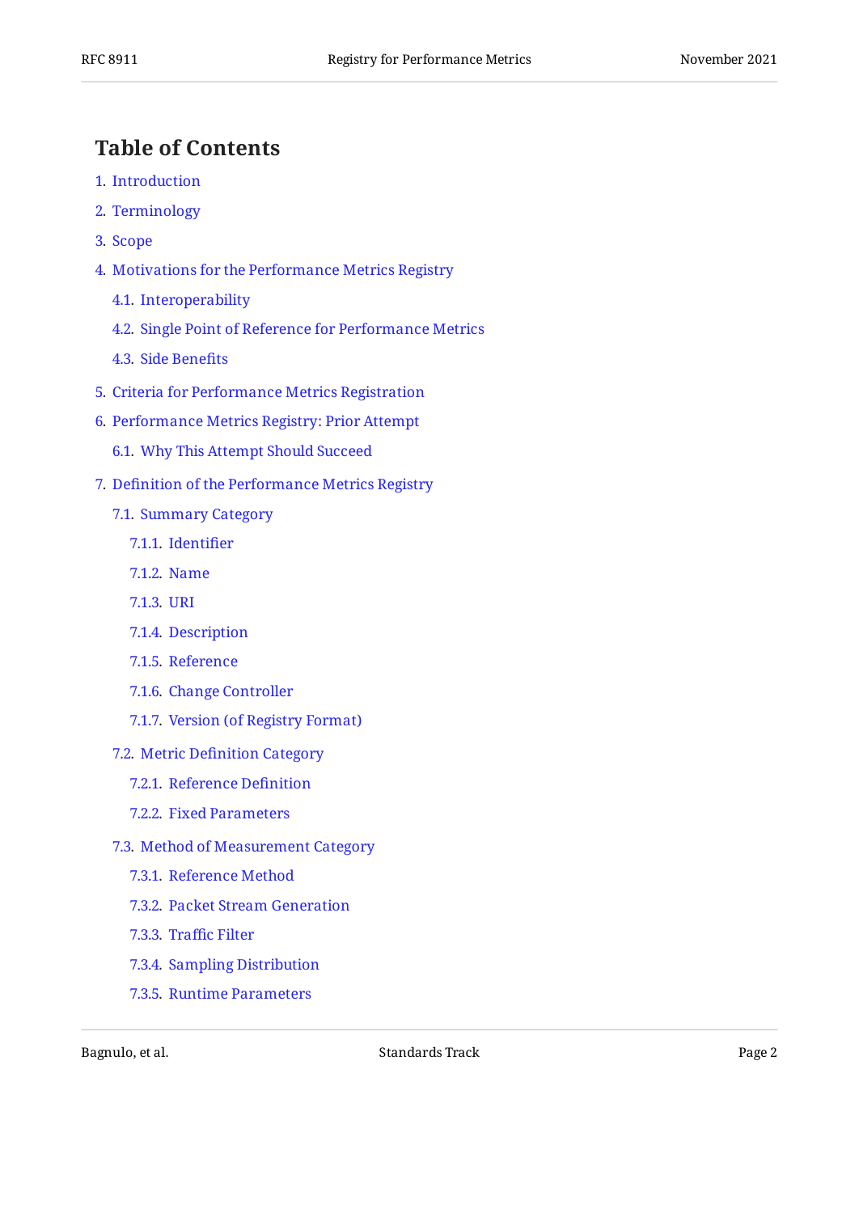## Table of Contents

- 1. Introduction
- 2. Terminology
- 3. Scope
- 4. Motivations for the Performance Metrics Registry
  - 4.1. Interoperability
  - 4.2. Single Point of Reference for Performance Metrics
  - 4.3. Side Benefits
- 5. Criteria for Performance Metrics Registration
- 6. Performance Metrics Registry: Prior Attempt
  - 6.1. Why This Attempt Should Succeed
- 7. Definition of the Performance Metrics Registry
  - 7.1. Summary Category
    - 7.1.1. Identifier
    - 7.1.2. Name
    - 7.1.3. URI
    - 7.1.4. Description
    - 7.1.5. Reference
    - 7.1.6. Change Controller
    - 7.1.7. Version (of Registry Format)
  - 7.2. Metric Definition Category
    - 7.2.1. Reference Definition
    - 7.2.2. Fixed Parameters
  - 7.3. Method of Measurement Category
    - 7.3.1. Reference Method
    - 7.3.2. Packet Stream Generation
    - 7.3.3. Traffic Filter
    - 7.3.4. Sampling Distribution
    - 7.3.5. Runtime Parameters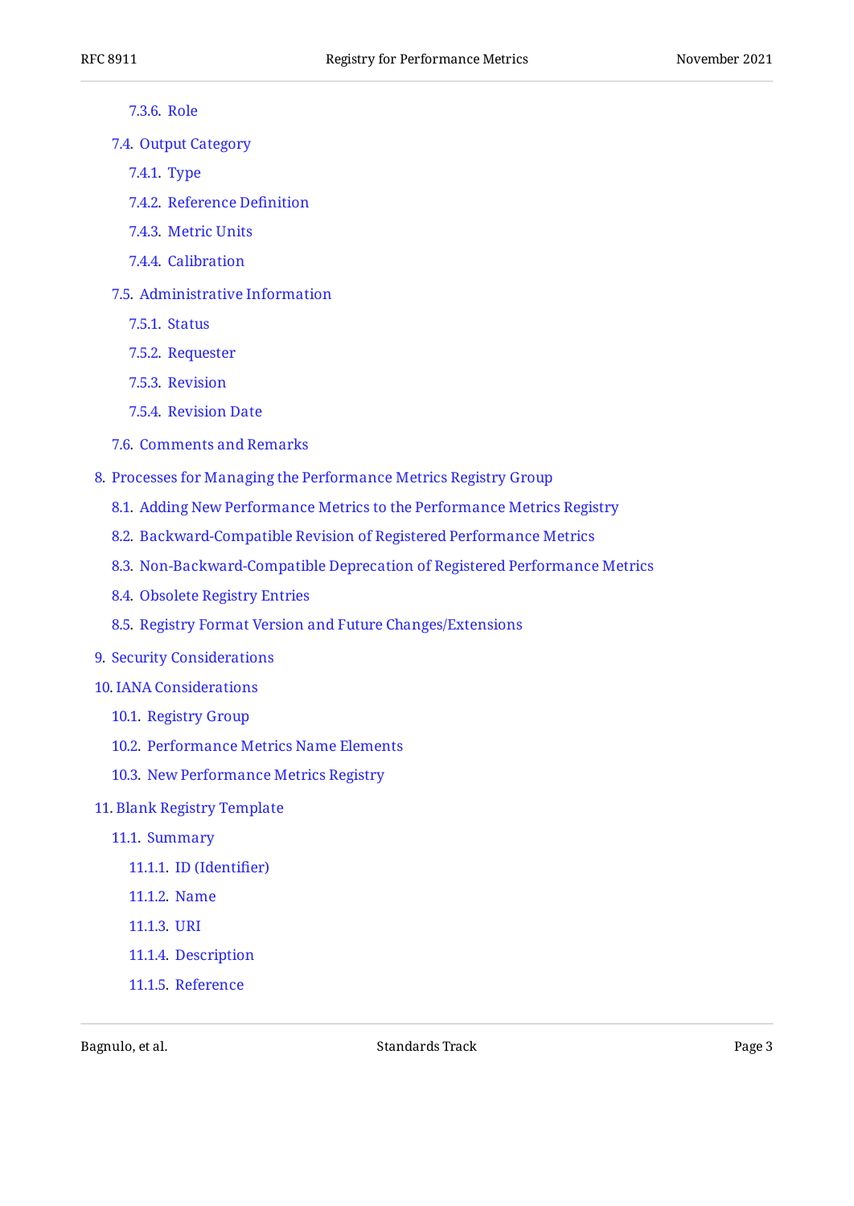- 7.3.6. Role
- 7.4. Output Category
  - 7.4.1. Type
  - 7.4.2. Reference Definition
  - 7.4.3. Metric Units
  - 7.4.4. Calibration
- 7.5. Administrative Information
  - 7.5.1. Status
  - 7.5.2. Requester
  - 7.5.3. Revision
  - 7.5.4. Revision Date
- 7.6. Comments and Remarks
- 8. Processes for Managing the Performance Metrics Registry Group
  - 8.1. Adding New Performance Metrics to the Performance Metrics Registry
  - 8.2. Backward-Compatible Revision of Registered Performance Metrics
  - 8.3. Non-Backward-Compatible Deprecation of Registered Performance Metrics
  - 8.4. Obsolete Registry Entries
  - 8.5. Registry Format Version and Future Changes/Extensions
- 9. Security Considerations
- 10. IANA Considerations
  - 10.1. Registry Group
  - 10.2. Performance Metrics Name Elements
  - 10.3. New Performance Metrics Registry
- 11. Blank Registry Template
  - 11.1. Summary
    - 11.1.1. ID (Identifier)
    - 11.1.2. Name
    - 11.1.3. URI
    - 11.1.4. Description
    - 11.1.5. Reference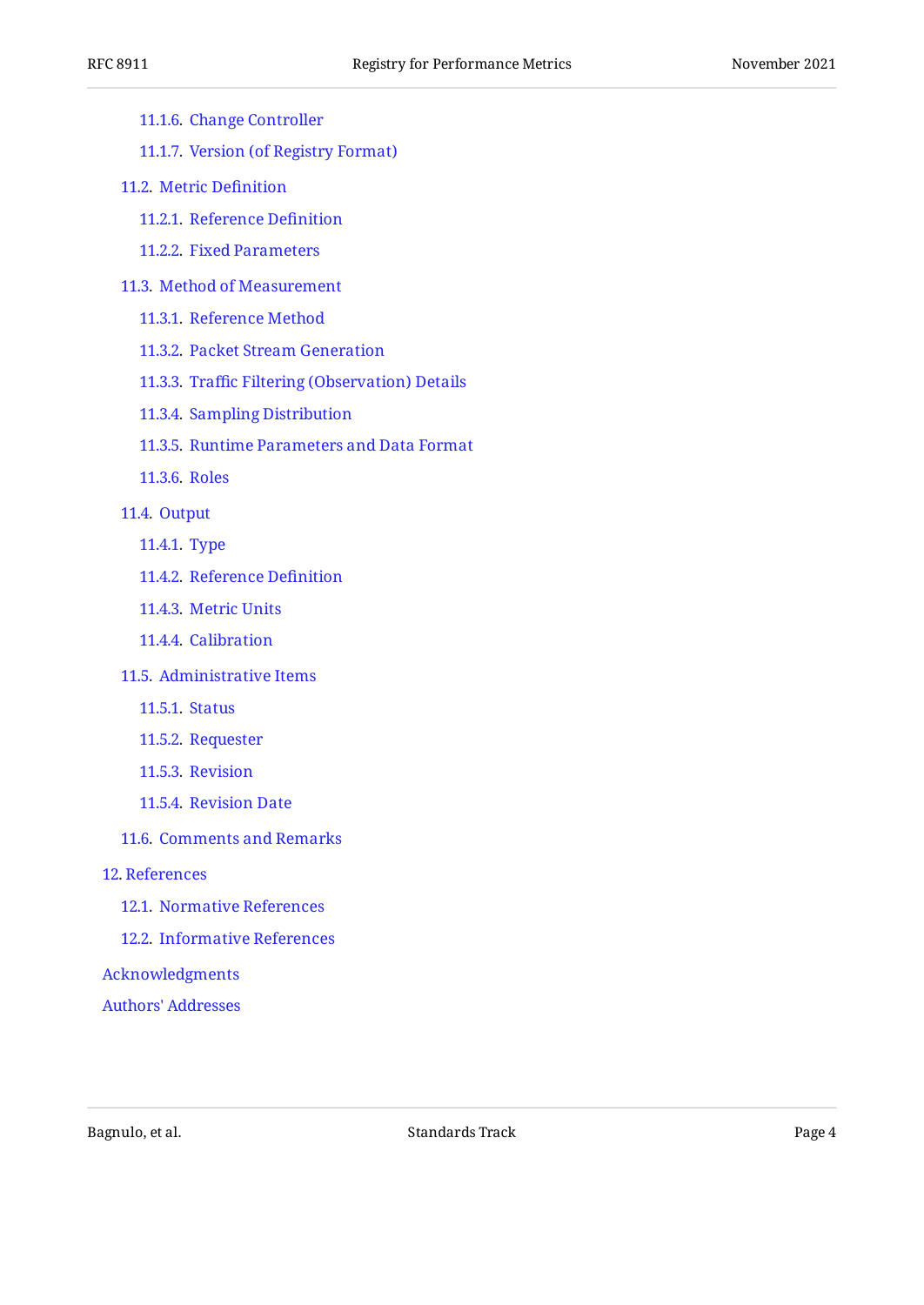- 11.1.6. Change Controller
- 11.1.7. Version (of Registry Format)
- 11.2. Metric Definition
  - 11.2.1. Reference Definition
  - 11.2.2. Fixed Parameters
- 11.3. Method of Measurement
  - 11.3.1. Reference Method
  - 11.3.2. Packet Stream Generation
  - 11.3.3. Traffic Filtering (Observation) Details
  - 11.3.4. Sampling Distribution
  - 11.3.5. Runtime Parameters and Data Format
  - 11.3.6. Roles
- 11.4. Output
  - 11.4.1. Type
  - 11.4.2. Reference Definition
  - 11.4.3. Metric Units
  - 11.4.4. Calibration
- 11.5. Administrative Items
  - 11.5.1. Status
  - 11.5.2. Requester
  - 11.5.3. Revision
  - 11.5.4. Revision Date
- 11.6. Comments and Remarks

12. References
  - 12.1. Normative References
  - 12.2. Informative References

Acknowledgments

Authors' Addresses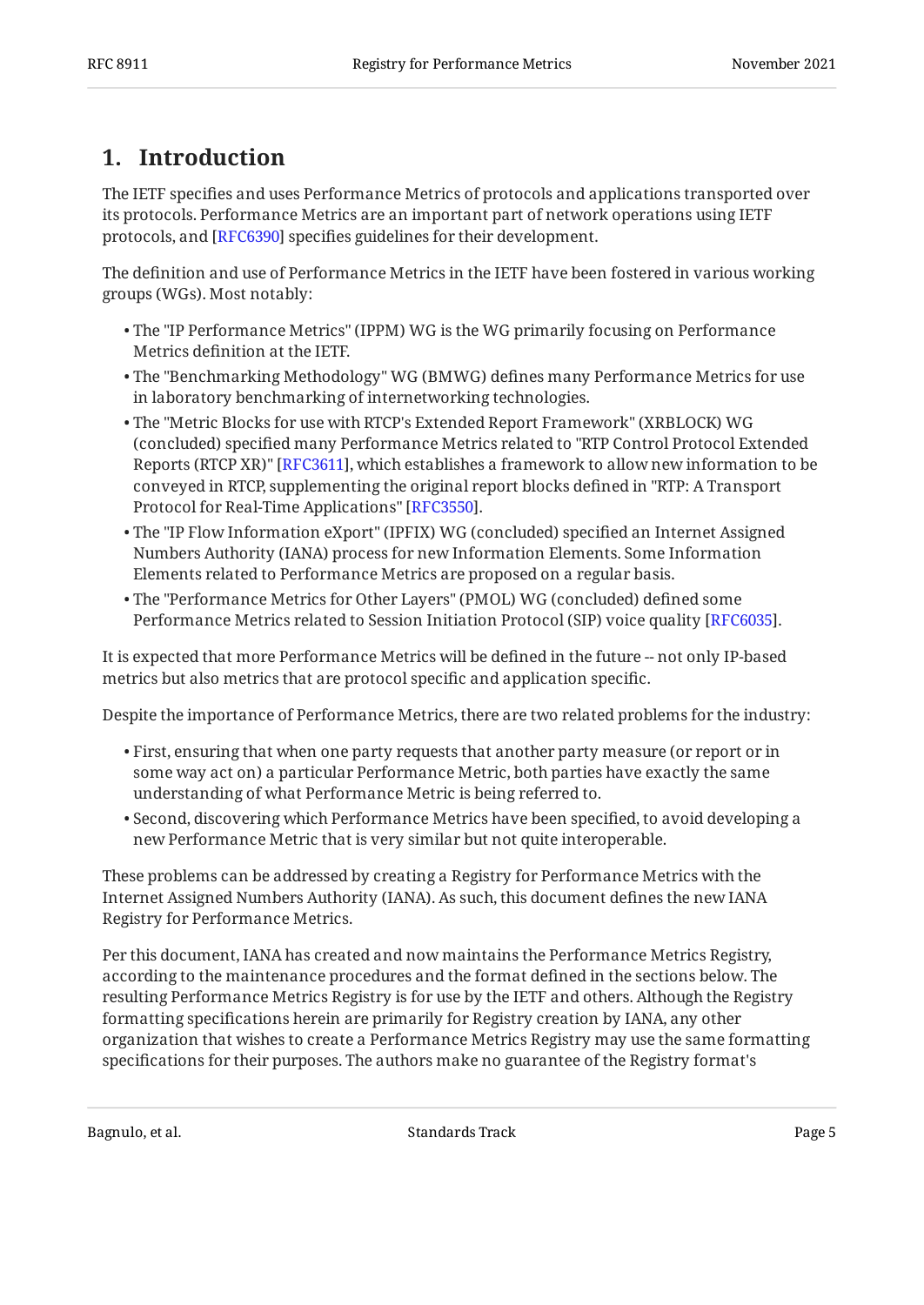# 1. Introduction

The IETF specifies and uses Performance Metrics of protocols and applications transported over its protocols. Performance Metrics are an important part of network operations using IETF protocols, and [RFC6390] specifies guidelines for their development.

The definition and use of Performance Metrics in the IETF have been fostered in various working groups (WGs). Most notably:

- The "IP Performance Metrics" (IPPM) WG is the WG primarily focusing on Performance Metrics definition at the IETF.
- The "Benchmarking Methodology" WG (BMWG) defines many Performance Metrics for use in laboratory benchmarking of internetworking technologies.
- The "Metric Blocks for use with RTCP's Extended Report Framework" (XRBLOCK) WG (concluded) specified many Performance Metrics related to "RTP Control Protocol Extended Reports (RTCP XR)" [RFC3611], which establishes a framework to allow new information to be conveyed in RTCP, supplementing the original report blocks defined in "RTP: A Transport Protocol for Real-Time Applications" [RFC3550].
- The "IP Flow Information eXport" (IPFIX) WG (concluded) specified an Internet Assigned Numbers Authority (IANA) process for new Information Elements. Some Information Elements related to Performance Metrics are proposed on a regular basis.
- The "Performance Metrics for Other Layers" (PMOL) WG (concluded) defined some Performance Metrics related to Session Initiation Protocol (SIP) voice quality [RFC6035].

It is expected that more Performance Metrics will be defined in the future -- not only IP-based metrics but also metrics that are protocol specific and application specific.

Despite the importance of Performance Metrics, there are two related problems for the industry:

- First, ensuring that when one party requests that another party measure (or report or in some way act on) a particular Performance Metric, both parties have exactly the same understanding of what Performance Metric is being referred to.
- Second, discovering which Performance Metrics have been specified, to avoid developing a new Performance Metric that is very similar but not quite interoperable.

These problems can be addressed by creating a Registry for Performance Metrics with the Internet Assigned Numbers Authority (IANA). As such, this document defines the new IANA Registry for Performance Metrics.

Per this document, IANA has created and now maintains the Performance Metrics Registry, according to the maintenance procedures and the format defined in the sections below. The resulting Performance Metrics Registry is for use by the IETF and others. Although the Registry formatting specifications herein are primarily for Registry creation by IANA, any other organization that wishes to create a Performance Metrics Registry may use the same formatting specifications for their purposes. The authors make no guarantee of the Registry format's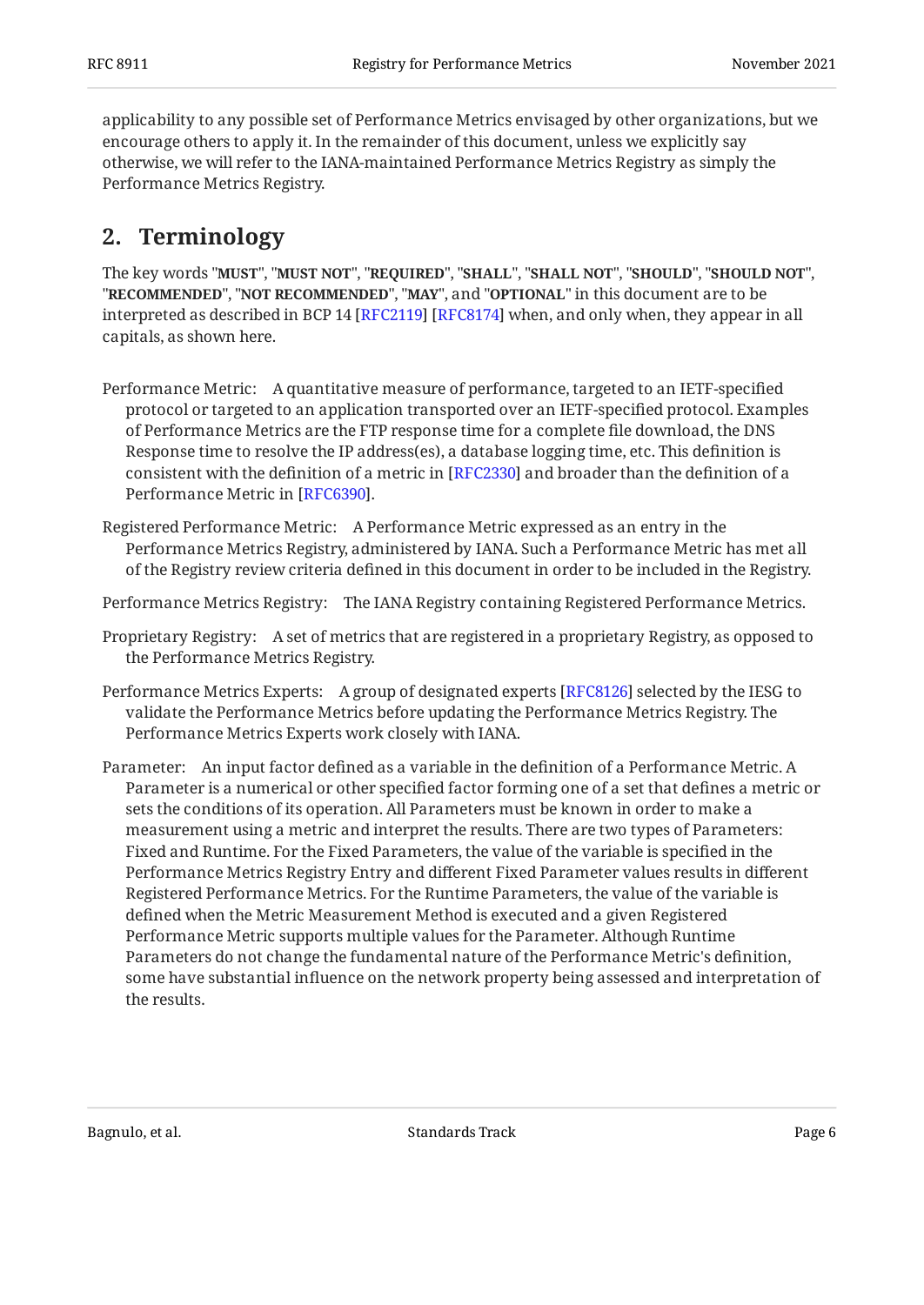applicability to any possible set of Performance Metrics envisaged by other organizations, but we encourage others to apply it. In the remainder of this document, unless we explicitly say otherwise, we will refer to the IANA-maintained Performance Metrics Registry as simply the Performance Metrics Registry.

## 2. Terminology

The key words "**MUST**", "**MUST NOT**", "**REQUIRED**", "**SHALL**", "**SHALL NOT**", "**SHOULD**", "**SHOULD NOT**", "**RECOMMENDED**", "**NOT RECOMMENDED**", "**MAY**", and "**OPTIONAL**" in this document are to be interpreted as described in BCP 14 [RFC2119] [RFC8174] when, and only when, they appear in all capitals, as shown here.

Performance Metric: A quantitative measure of performance, targeted to an IETF-specified protocol or targeted to an application transported over an IETF-specified protocol. Examples of Performance Metrics are the FTP response time for a complete file download, the DNS Response time to resolve the IP address(es), a database logging time, etc. This definition is consistent with the definition of a metric in [RFC2330] and broader than the definition of a Performance Metric in [RFC6390].

Registered Performance Metric: A Performance Metric expressed as an entry in the Performance Metrics Registry, administered by IANA. Such a Performance Metric has met all of the Registry review criteria defined in this document in order to be included in the Registry.

Performance Metrics Registry: The IANA Registry containing Registered Performance Metrics.

Proprietary Registry: A set of metrics that are registered in a proprietary Registry, as opposed to the Performance Metrics Registry.

Performance Metrics Experts: A group of designated experts [RFC8126] selected by the IESG to validate the Performance Metrics before updating the Performance Metrics Registry. The Performance Metrics Experts work closely with IANA.

Parameter: An input factor defined as a variable in the definition of a Performance Metric. A Parameter is a numerical or other specified factor forming one of a set that defines a metric or sets the conditions of its operation. All Parameters must be known in order to make a measurement using a metric and interpret the results. There are two types of Parameters: Fixed and Runtime. For the Fixed Parameters, the value of the variable is specified in the Performance Metrics Registry Entry and different Fixed Parameter values results in different Registered Performance Metrics. For the Runtime Parameters, the value of the variable is defined when the Metric Measurement Method is executed and a given Registered Performance Metric supports multiple values for the Parameter. Although Runtime Parameters do not change the fundamental nature of the Performance Metric's definition, some have substantial influence on the network property being assessed and interpretation of the results.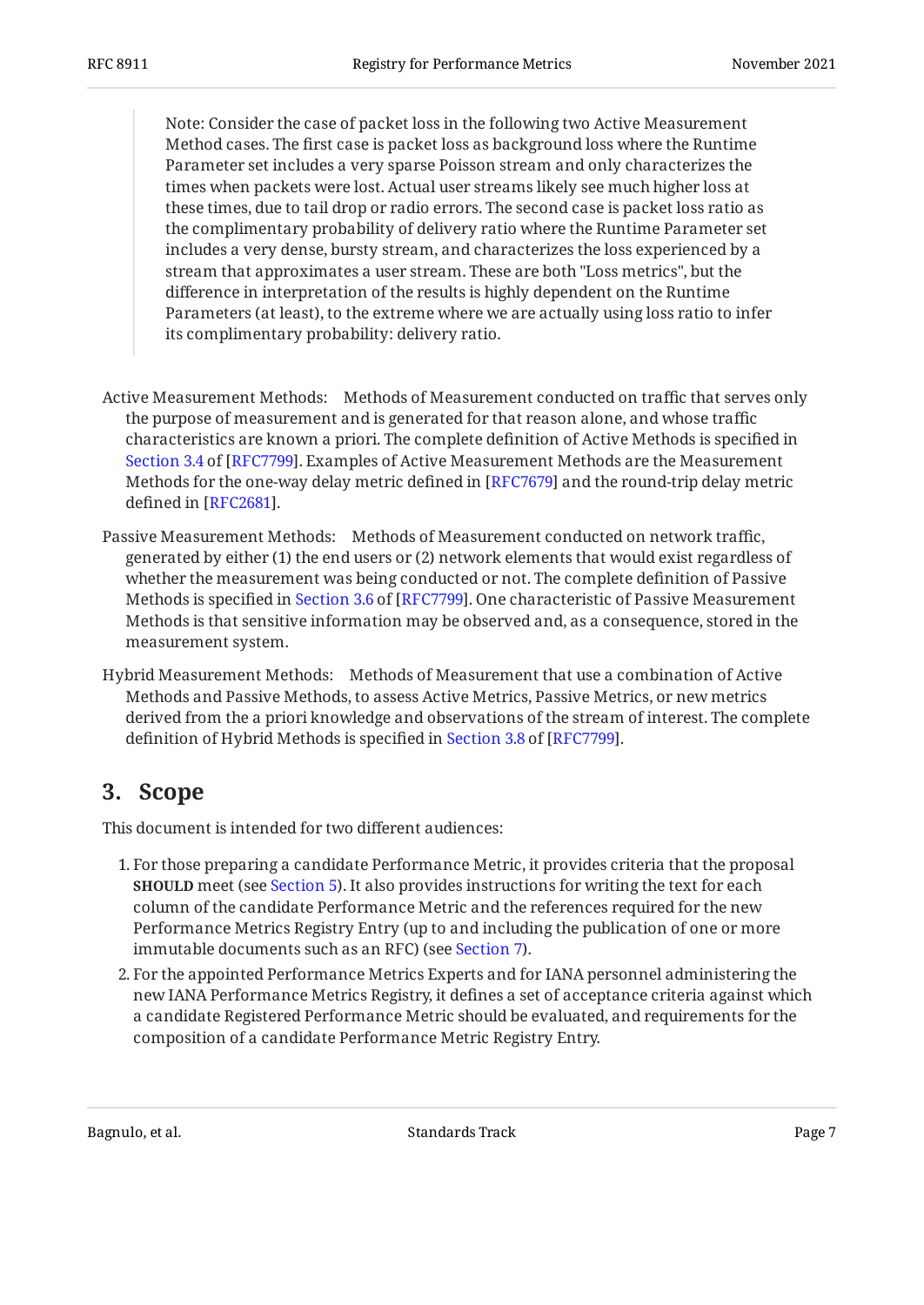> Note: Consider the case of packet loss in the following two Active Measurement Method cases. The first case is packet loss as background loss where the Runtime Parameter set includes a very sparse Poisson stream and only characterizes the times when packets were lost. Actual user streams likely see much higher loss at these times, due to tail drop or radio errors. The second case is packet loss ratio as the complimentary probability of delivery ratio where the Runtime Parameter set includes a very dense, bursty stream, and characterizes the loss experienced by a stream that approximates a user stream. These are both "Loss metrics", but the difference in interpretation of the results is highly dependent on the Runtime Parameters (at least), to the extreme where we are actually using loss ratio to infer its complimentary probability: delivery ratio.

Active Measurement Methods: Methods of Measurement conducted on traffic that serves only the purpose of measurement and is generated for that reason alone, and whose traffic characteristics are known a priori. The complete definition of Active Methods is specified in Section 3.4 of [RFC7799]. Examples of Active Measurement Methods are the Measurement Methods for the one-way delay metric defined in [RFC7679] and the round-trip delay metric defined in [RFC2681].

Passive Measurement Methods: Methods of Measurement conducted on network traffic, generated by either (1) the end users or (2) network elements that would exist regardless of whether the measurement was being conducted or not. The complete definition of Passive Methods is specified in Section 3.6 of [RFC7799]. One characteristic of Passive Measurement Methods is that sensitive information may be observed and, as a consequence, stored in the measurement system.

Hybrid Measurement Methods: Methods of Measurement that use a combination of Active Methods and Passive Methods, to assess Active Metrics, Passive Metrics, or new metrics derived from the a priori knowledge and observations of the stream of interest. The complete definition of Hybrid Methods is specified in Section 3.8 of [RFC7799].

## 3. Scope

This document is intended for two different audiences:

1. For those preparing a candidate Performance Metric, it provides criteria that the proposal **SHOULD** meet (see Section 5). It also provides instructions for writing the text for each column of the candidate Performance Metric and the references required for the new Performance Metrics Registry Entry (up to and including the publication of one or more immutable documents such as an RFC) (see Section 7).
2. For the appointed Performance Metrics Experts and for IANA personnel administering the new IANA Performance Metrics Registry, it defines a set of acceptance criteria against which a candidate Registered Performance Metric should be evaluated, and requirements for the composition of a candidate Performance Metric Registry Entry.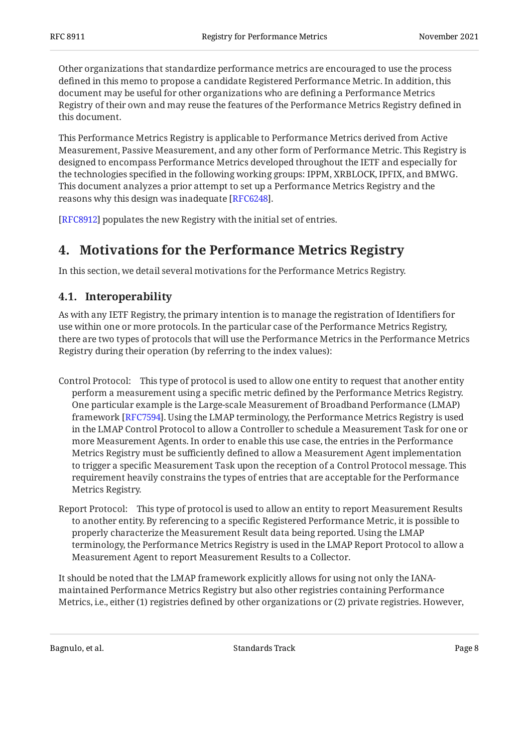Other organizations that standardize performance metrics are encouraged to use the process defined in this memo to propose a candidate Registered Performance Metric. In addition, this document may be useful for other organizations who are defining a Performance Metrics Registry of their own and may reuse the features of the Performance Metrics Registry defined in this document.

This Performance Metrics Registry is applicable to Performance Metrics derived from Active Measurement, Passive Measurement, and any other form of Performance Metric. This Registry is designed to encompass Performance Metrics developed throughout the IETF and especially for the technologies specified in the following working groups: IPPM, XRBLOCK, IPFIX, and BMWG. This document analyzes a prior attempt to set up a Performance Metrics Registry and the reasons why this design was inadequate [RFC6248].

[RFC8912] populates the new Registry with the initial set of entries.

## 4. Motivations for the Performance Metrics Registry

In this section, we detail several motivations for the Performance Metrics Registry.

### 4.1. Interoperability

As with any IETF Registry, the primary intention is to manage the registration of Identifiers for use within one or more protocols. In the particular case of the Performance Metrics Registry, there are two types of protocols that will use the Performance Metrics in the Performance Metrics Registry during their operation (by referring to the index values):

Control Protocol: This type of protocol is used to allow one entity to request that another entity perform a measurement using a specific metric defined by the Performance Metrics Registry. One particular example is the Large-scale Measurement of Broadband Performance (LMAP) framework [RFC7594]. Using the LMAP terminology, the Performance Metrics Registry is used in the LMAP Control Protocol to allow a Controller to schedule a Measurement Task for one or more Measurement Agents. In order to enable this use case, the entries in the Performance Metrics Registry must be sufficiently defined to allow a Measurement Agent implementation to trigger a specific Measurement Task upon the reception of a Control Protocol message. This requirement heavily constrains the types of entries that are acceptable for the Performance Metrics Registry.

Report Protocol: This type of protocol is used to allow an entity to report Measurement Results to another entity. By referencing to a specific Registered Performance Metric, it is possible to properly characterize the Measurement Result data being reported. Using the LMAP terminology, the Performance Metrics Registry is used in the LMAP Report Protocol to allow a Measurement Agent to report Measurement Results to a Collector.

It should be noted that the LMAP framework explicitly allows for using not only the IANA-maintained Performance Metrics Registry but also other registries containing Performance Metrics, i.e., either (1) registries defined by other organizations or (2) private registries. However,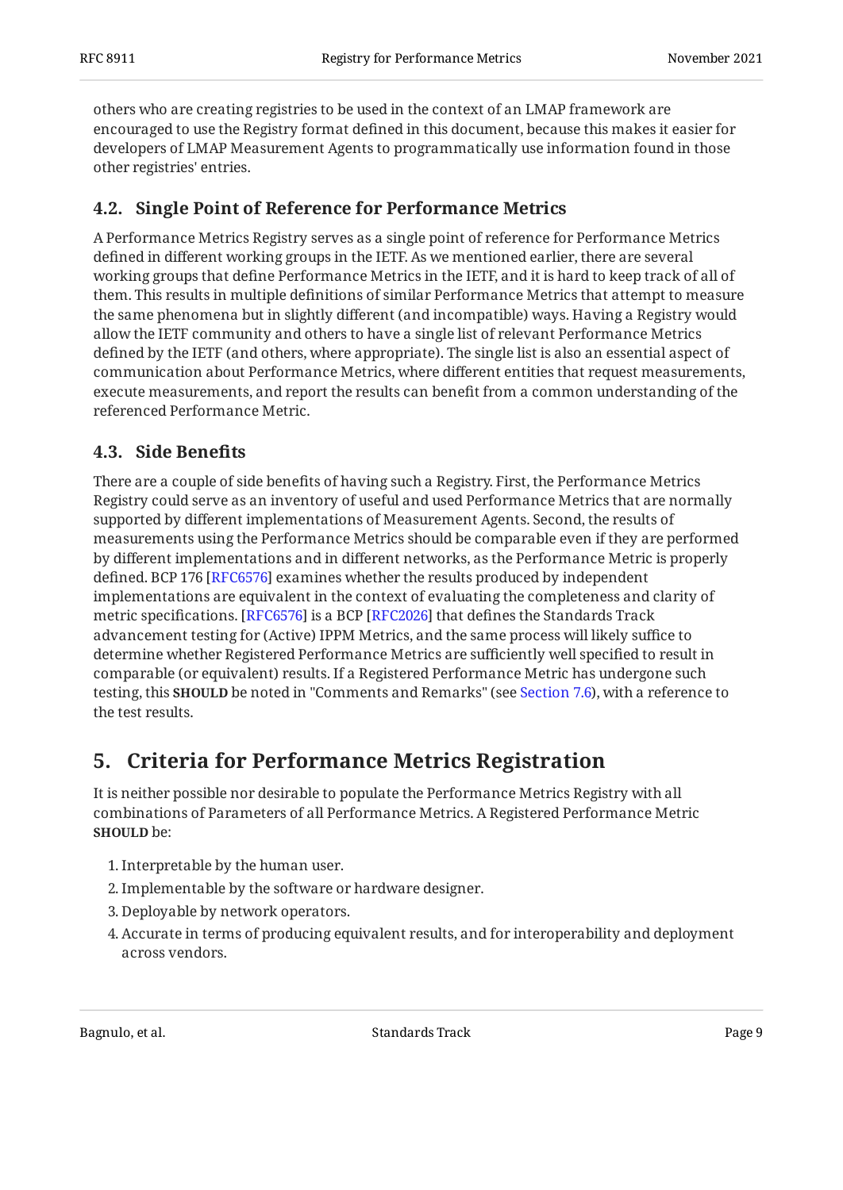others who are creating registries to be used in the context of an LMAP framework are encouraged to use the Registry format defined in this document, because this makes it easier for developers of LMAP Measurement Agents to programmatically use information found in those other registries' entries.

### 4.2. Single Point of Reference for Performance Metrics

A Performance Metrics Registry serves as a single point of reference for Performance Metrics defined in different working groups in the IETF. As we mentioned earlier, there are several working groups that define Performance Metrics in the IETF, and it is hard to keep track of all of them. This results in multiple definitions of similar Performance Metrics that attempt to measure the same phenomena but in slightly different (and incompatible) ways. Having a Registry would allow the IETF community and others to have a single list of relevant Performance Metrics defined by the IETF (and others, where appropriate). The single list is also an essential aspect of communication about Performance Metrics, where different entities that request measurements, execute measurements, and report the results can benefit from a common understanding of the referenced Performance Metric.

### 4.3. Side Benefits

There are a couple of side benefits of having such a Registry. First, the Performance Metrics Registry could serve as an inventory of useful and used Performance Metrics that are normally supported by different implementations of Measurement Agents. Second, the results of measurements using the Performance Metrics should be comparable even if they are performed by different implementations and in different networks, as the Performance Metric is properly defined. BCP 176 [RFC6576] examines whether the results produced by independent implementations are equivalent in the context of evaluating the completeness and clarity of metric specifications. [RFC6576] is a BCP [RFC2026] that defines the Standards Track advancement testing for (Active) IPPM Metrics, and the same process will likely suffice to determine whether Registered Performance Metrics are sufficiently well specified to result in comparable (or equivalent) results. If a Registered Performance Metric has undergone such testing, this **SHOULD** be noted in "Comments and Remarks" (see Section 7.6), with a reference to the test results.

## 5. Criteria for Performance Metrics Registration

It is neither possible nor desirable to populate the Performance Metrics Registry with all combinations of Parameters of all Performance Metrics. A Registered Performance Metric **SHOULD** be:

1. Interpretable by the human user.
2. Implementable by the software or hardware designer.
3. Deployable by network operators.
4. Accurate in terms of producing equivalent results, and for interoperability and deployment across vendors.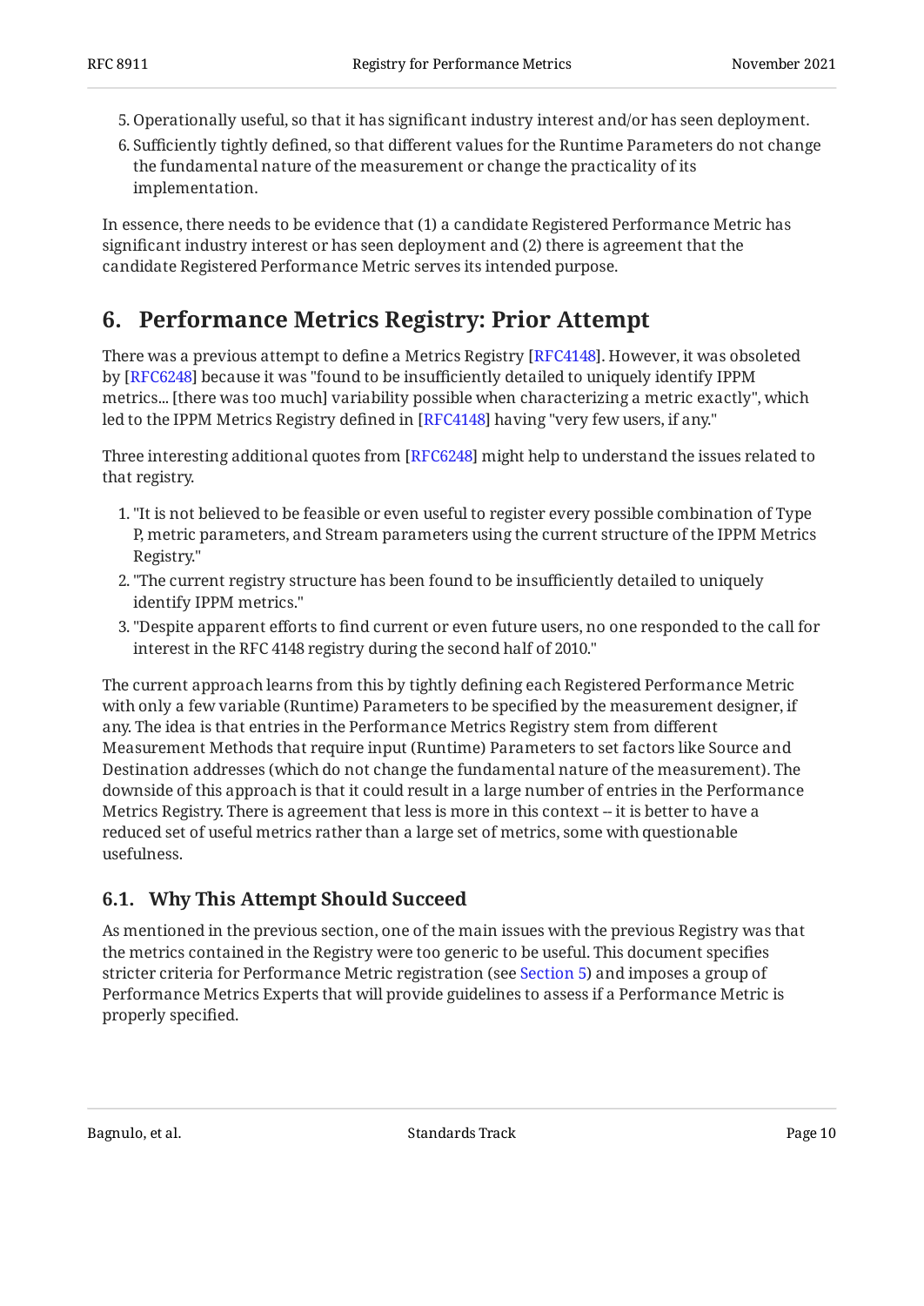5. Operationally useful, so that it has significant industry interest and/or has seen deployment.
6. Sufficiently tightly defined, so that different values for the Runtime Parameters do not change the fundamental nature of the measurement or change the practicality of its implementation.

In essence, there needs to be evidence that (1) a candidate Registered Performance Metric has significant industry interest or has seen deployment and (2) there is agreement that the candidate Registered Performance Metric serves its intended purpose.

## 6. Performance Metrics Registry: Prior Attempt

There was a previous attempt to define a Metrics Registry [RFC4148]. However, it was obsoleted by [RFC6248] because it was "found to be insufficiently detailed to uniquely identify IPPM metrics... [there was too much] variability possible when characterizing a metric exactly", which led to the IPPM Metrics Registry defined in [RFC4148] having "very few users, if any."

Three interesting additional quotes from [RFC6248] might help to understand the issues related to that registry.

1. "It is not believed to be feasible or even useful to register every possible combination of Type P, metric parameters, and Stream parameters using the current structure of the IPPM Metrics Registry."
2. "The current registry structure has been found to be insufficiently detailed to uniquely identify IPPM metrics."
3. "Despite apparent efforts to find current or even future users, no one responded to the call for interest in the RFC 4148 registry during the second half of 2010."

The current approach learns from this by tightly defining each Registered Performance Metric with only a few variable (Runtime) Parameters to be specified by the measurement designer, if any. The idea is that entries in the Performance Metrics Registry stem from different Measurement Methods that require input (Runtime) Parameters to set factors like Source and Destination addresses (which do not change the fundamental nature of the measurement). The downside of this approach is that it could result in a large number of entries in the Performance Metrics Registry. There is agreement that less is more in this context -- it is better to have a reduced set of useful metrics rather than a large set of metrics, some with questionable usefulness.

### 6.1. Why This Attempt Should Succeed

As mentioned in the previous section, one of the main issues with the previous Registry was that the metrics contained in the Registry were too generic to be useful. This document specifies stricter criteria for Performance Metric registration (see Section 5) and imposes a group of Performance Metrics Experts that will provide guidelines to assess if a Performance Metric is properly specified.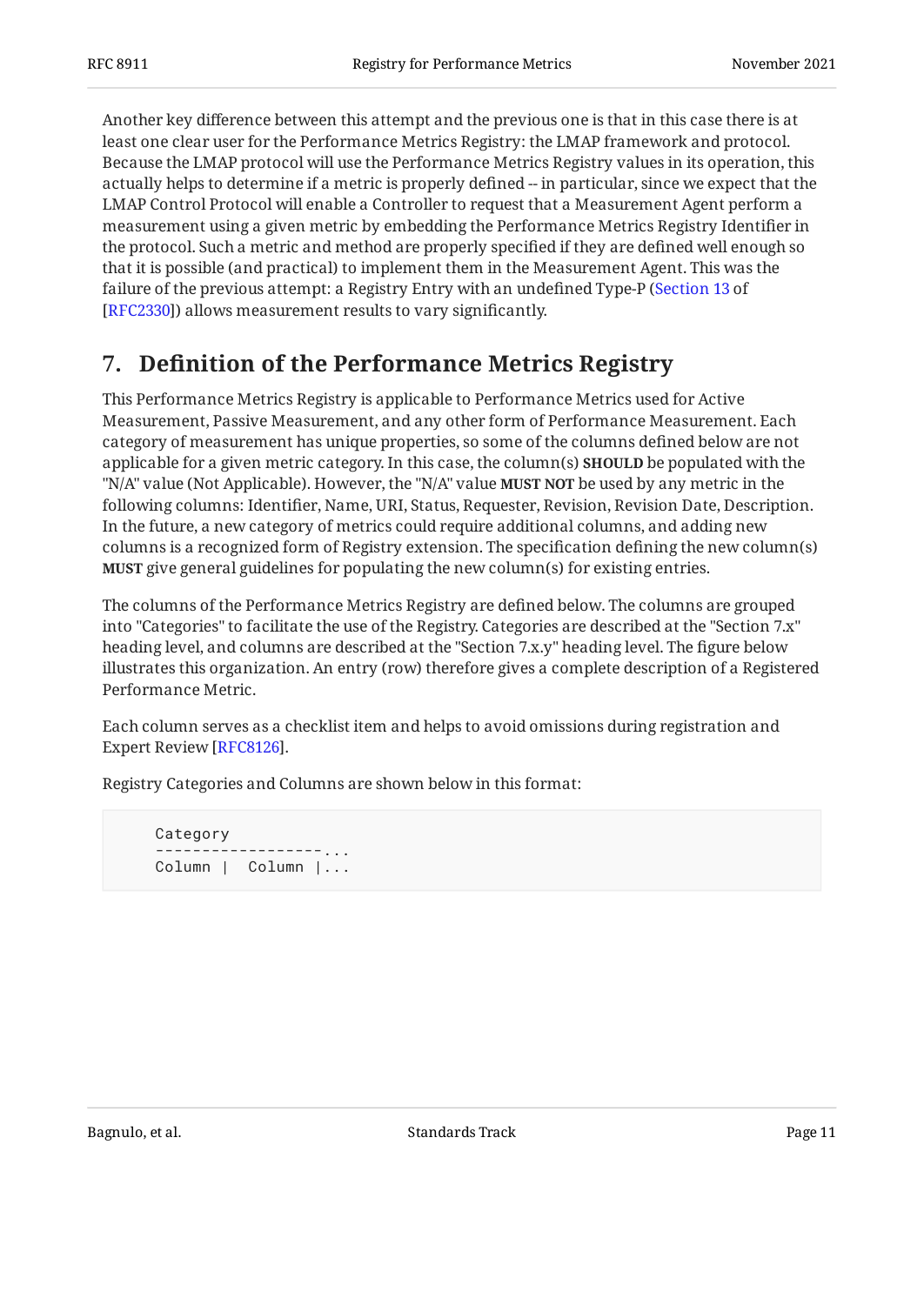Another key difference between this attempt and the previous one is that in this case there is at least one clear user for the Performance Metrics Registry: the LMAP framework and protocol. Because the LMAP protocol will use the Performance Metrics Registry values in its operation, this actually helps to determine if a metric is properly defined -- in particular, since we expect that the LMAP Control Protocol will enable a Controller to request that a Measurement Agent perform a measurement using a given metric by embedding the Performance Metrics Registry Identifier in the protocol. Such a metric and method are properly specified if they are defined well enough so that it is possible (and practical) to implement them in the Measurement Agent. This was the failure of the previous attempt: a Registry Entry with an undefined Type-P (Section 13 of [RFC2330]) allows measurement results to vary significantly.

## 7. Definition of the Performance Metrics Registry

This Performance Metrics Registry is applicable to Performance Metrics used for Active Measurement, Passive Measurement, and any other form of Performance Measurement. Each category of measurement has unique properties, so some of the columns defined below are not applicable for a given metric category. In this case, the column(s) **SHOULD** be populated with the "N/A" value (Not Applicable). However, the "N/A" value **MUST NOT** be used by any metric in the following columns: Identifier, Name, URI, Status, Requester, Revision, Revision Date, Description. In the future, a new category of metrics could require additional columns, and adding new columns is a recognized form of Registry extension. The specification defining the new column(s) **MUST** give general guidelines for populating the new column(s) for existing entries.

The columns of the Performance Metrics Registry are defined below. The columns are grouped into "Categories" to facilitate the use of the Registry. Categories are described at the "Section 7.x" heading level, and columns are described at the "Section 7.x.y" heading level. The figure below illustrates this organization. An entry (row) therefore gives a complete description of a Registered Performance Metric.

Each column serves as a checklist item and helps to avoid omissions during registration and Expert Review [RFC8126].

Registry Categories and Columns are shown below in this format:

```
Category
------------------...
Column |  Column |...
```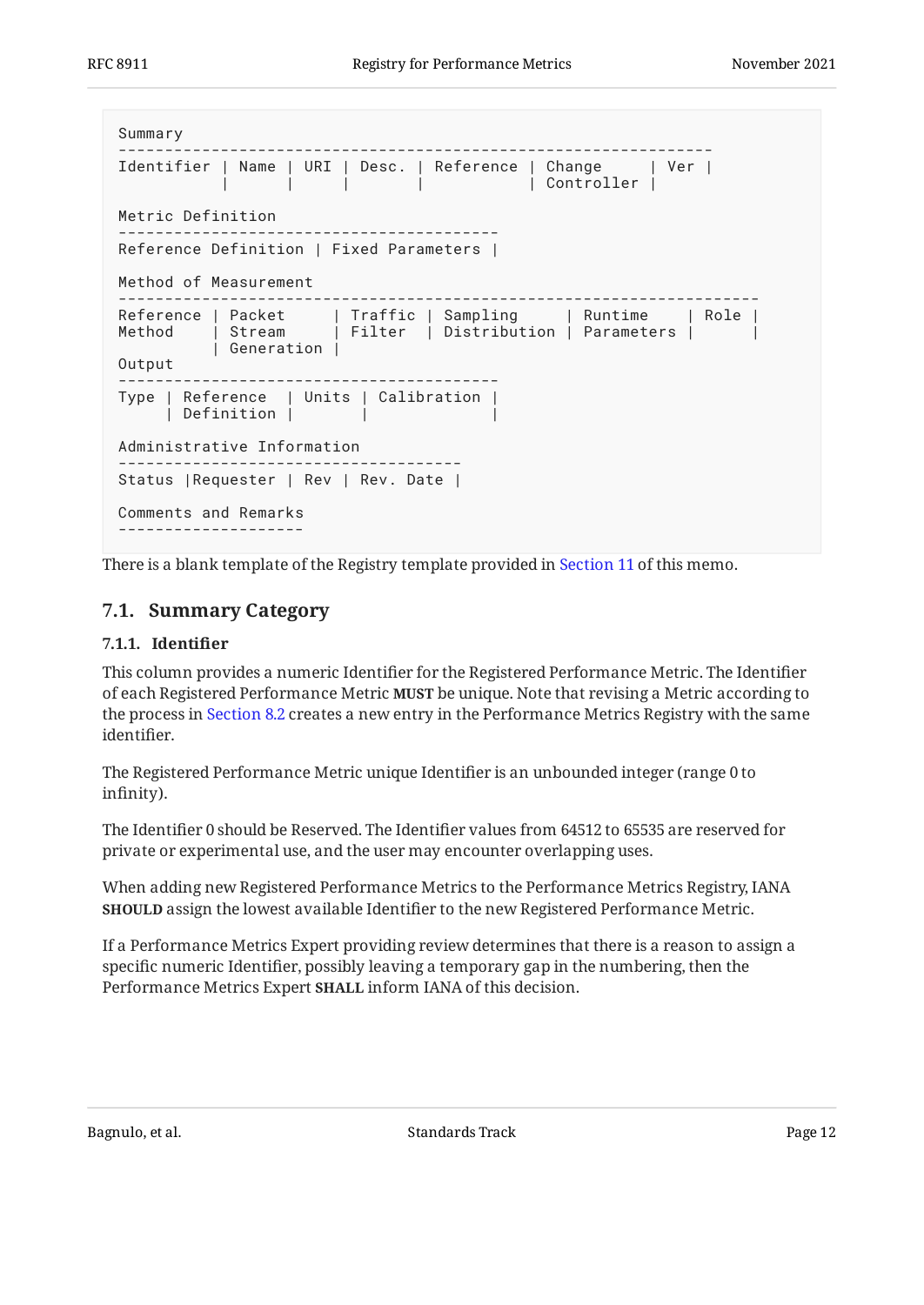```
Summary
------------------------------------------------------------------
Identifier | Name | URI | Desc. | Reference | Change      | Ver |
           |      |     |       |           | Controller |

Metric Definition
-----------------------------------------
Reference Definition | Fixed Parameters |

Method of Measurement
---------------------------------------------------------------------
Reference | Packet     | Traffic | Sampling     | Runtime    | Role |
Method    | Stream     | Filter  | Distribution | Parameters |      |
          | Generation |
Output
-----------------------------------------
Type | Reference  | Units | Calibration |
     | Definition |       |             |

Administrative Information
-------------------------------------
Status |Requester | Rev | Rev. Date |

Comments and Remarks
--------------------
```

There is a blank template of the Registry template provided in Section 11 of this memo.

## 7.1. Summary Category

### 7.1.1. Identifier

This column provides a numeric Identifier for the Registered Performance Metric. The Identifier of each Registered Performance Metric **MUST** be unique. Note that revising a Metric according to the process in Section 8.2 creates a new entry in the Performance Metrics Registry with the same identifier.

The Registered Performance Metric unique Identifier is an unbounded integer (range 0 to infinity).

The Identifier 0 should be Reserved. The Identifier values from 64512 to 65535 are reserved for private or experimental use, and the user may encounter overlapping uses.

When adding new Registered Performance Metrics to the Performance Metrics Registry, IANA **SHOULD** assign the lowest available Identifier to the new Registered Performance Metric.

If a Performance Metrics Expert providing review determines that there is a reason to assign a specific numeric Identifier, possibly leaving a temporary gap in the numbering, then the Performance Metrics Expert **SHALL** inform IANA of this decision.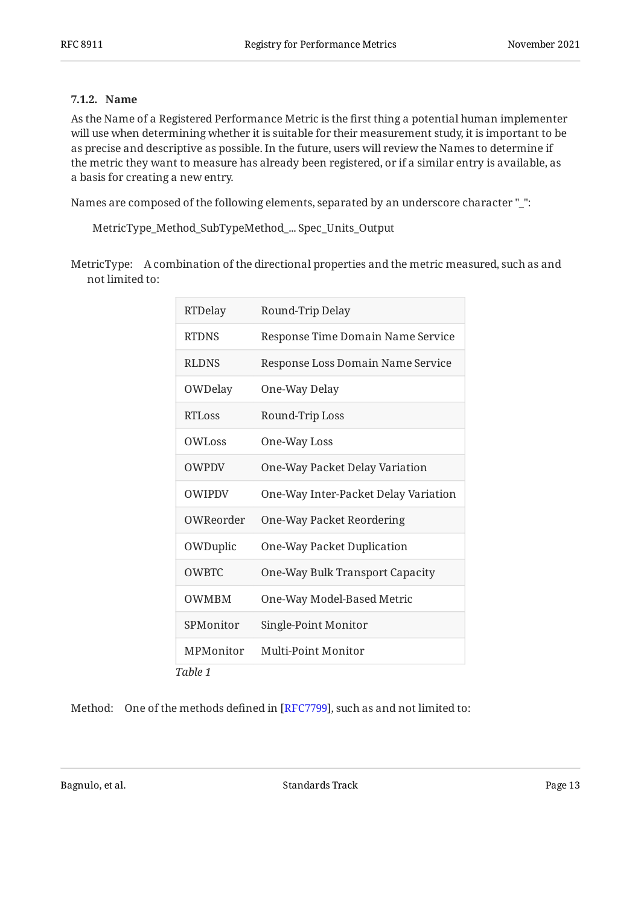#### 7.1.2. Name

As the Name of a Registered Performance Metric is the first thing a potential human implementer will use when determining whether it is suitable for their measurement study, it is important to be as precise and descriptive as possible. In the future, users will review the Names to determine if the metric they want to measure has already been registered, or if a similar entry is available, as a basis for creating a new entry.

Names are composed of the following elements, separated by an underscore character "_":

MetricType_Method_SubTypeMethod_... Spec_Units_Output

MetricType: A combination of the directional properties and the metric measured, such as and not limited to:

| | |
|---|---|
| RTDelay | Round-Trip Delay |
| RTDNS | Response Time Domain Name Service |
| RLDNS | Response Loss Domain Name Service |
| OWDelay | One-Way Delay |
| RTLoss | Round-Trip Loss |
| OWLoss | One-Way Loss |
| OWPDV | One-Way Packet Delay Variation |
| OWIPDV | One-Way Inter-Packet Delay Variation |
| OWReorder | One-Way Packet Reordering |
| OWDuplic | One-Way Packet Duplication |
| OWBTC | One-Way Bulk Transport Capacity |
| OWMBM | One-Way Model-Based Metric |
| SPMonitor | Single-Point Monitor |
| MPMonitor | Multi-Point Monitor |

*Table 1*

Method: One of the methods defined in [RFC7799], such as and not limited to: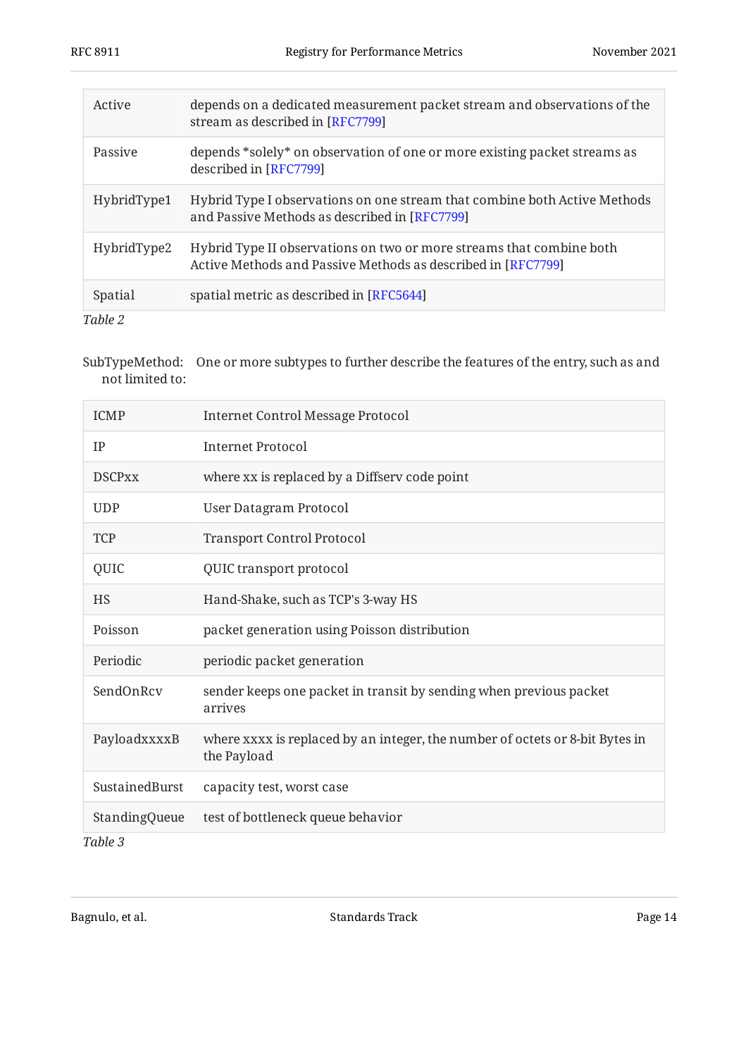| Active | depends on a dedicated measurement packet stream and observations of the stream as described in [RFC7799] |
|---|---|
| Passive | depends *solely* on observation of one or more existing packet streams as described in [RFC7799] |
| HybridType1 | Hybrid Type I observations on one stream that combine both Active Methods and Passive Methods as described in [RFC7799] |
| HybridType2 | Hybrid Type II observations on two or more streams that combine both Active Methods and Passive Methods as described in [RFC7799] |
| Spatial | spatial metric as described in [RFC5644] |

*Table 2*

SubTypeMethod: One or more subtypes to further describe the features of the entry, such as and not limited to:

| ICMP | Internet Control Message Protocol |
|---|---|
| IP | Internet Protocol |
| DSCPxx | where xx is replaced by a Diffserv code point |
| UDP | User Datagram Protocol |
| TCP | Transport Control Protocol |
| QUIC | QUIC transport protocol |
| HS | Hand-Shake, such as TCP's 3-way HS |
| Poisson | packet generation using Poisson distribution |
| Periodic | periodic packet generation |
| SendOnRcv | sender keeps one packet in transit by sending when previous packet arrives |
| PayloadxxxxB | where xxxx is replaced by an integer, the number of octets or 8-bit Bytes in the Payload |
| SustainedBurst | capacity test, worst case |
| StandingQueue | test of bottleneck queue behavior |

*Table 3*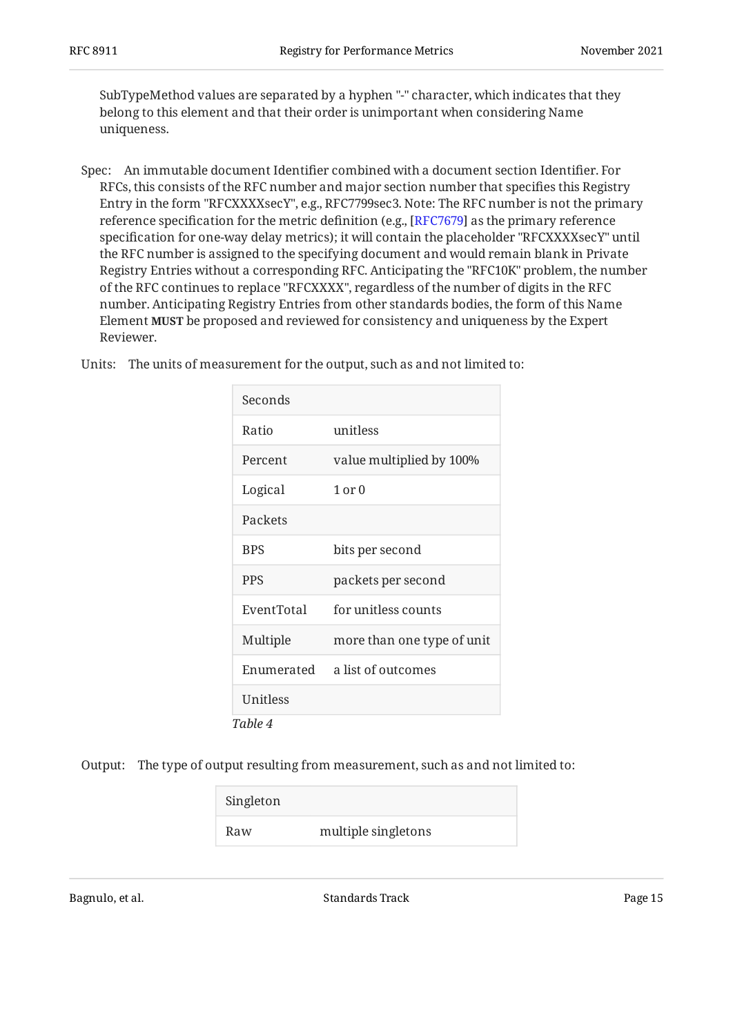SubTypeMethod values are separated by a hyphen "-" character, which indicates that they belong to this element and that their order is unimportant when considering Name uniqueness.

Spec: An immutable document Identifier combined with a document section Identifier. For RFCs, this consists of the RFC number and major section number that specifies this Registry Entry in the form "RFCXXXXsecY", e.g., RFC7799sec3. Note: The RFC number is not the primary reference specification for the metric definition (e.g., [RFC7679] as the primary reference specification for one-way delay metrics); it will contain the placeholder "RFCXXXXsecY" until the RFC number is assigned to the specifying document and would remain blank in Private Registry Entries without a corresponding RFC. Anticipating the "RFC10K" problem, the number of the RFC continues to replace "RFCXXXX", regardless of the number of digits in the RFC number. Anticipating Registry Entries from other standards bodies, the form of this Name Element **MUST** be proposed and reviewed for consistency and uniqueness by the Expert Reviewer.

Units: The units of measurement for the output, such as and not limited to:

| | |
|---|---|
| Seconds | |
| Ratio | unitless |
| Percent | value multiplied by 100% |
| Logical | 1 or 0 |
| Packets | |
| BPS | bits per second |
| PPS | packets per second |
| EventTotal | for unitless counts |
| Multiple | more than one type of unit |
| Enumerated | a list of outcomes |
| Unitless | |

*Table 4*

Output: The type of output resulting from measurement, such as and not limited to:

| | |
|---|---|
| Singleton | |
| Raw | multiple singletons |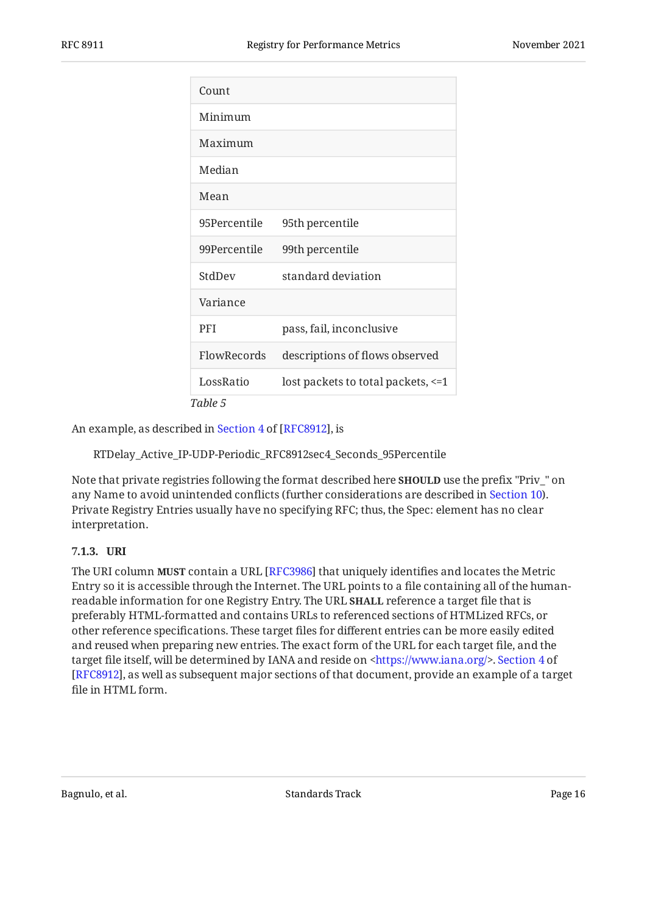| | |
|---|---|
| Count | |
| Minimum | |
| Maximum | |
| Median | |
| Mean | |
| 95Percentile | 95th percentile |
| 99Percentile | 99th percentile |
| StdDev | standard deviation |
| Variance | |
| PFI | pass, fail, inconclusive |
| FlowRecords | descriptions of flows observed |
| LossRatio | lost packets to total packets, <=1 |

*Table 5*

An example, as described in Section 4 of [RFC8912], is

RTDelay_Active_IP-UDP-Periodic_RFC8912sec4_Seconds_95Percentile

Note that private registries following the format described here **SHOULD** use the prefix "Priv_" on any Name to avoid unintended conflicts (further considerations are described in Section 10). Private Registry Entries usually have no specifying RFC; thus, the Spec: element has no clear interpretation.

#### 7.1.3. URI

The URI column **MUST** contain a URL [RFC3986] that uniquely identifies and locates the Metric Entry so it is accessible through the Internet. The URL points to a file containing all of the human-readable information for one Registry Entry. The URL **SHALL** reference a target file that is preferably HTML-formatted and contains URLs to referenced sections of HTMLized RFCs, or other reference specifications. These target files for different entries can be more easily edited and reused when preparing new entries. The exact form of the URL for each target file, and the target file itself, will be determined by IANA and reside on <https://www.iana.org/>. Section 4 of [RFC8912], as well as subsequent major sections of that document, provide an example of a target file in HTML form.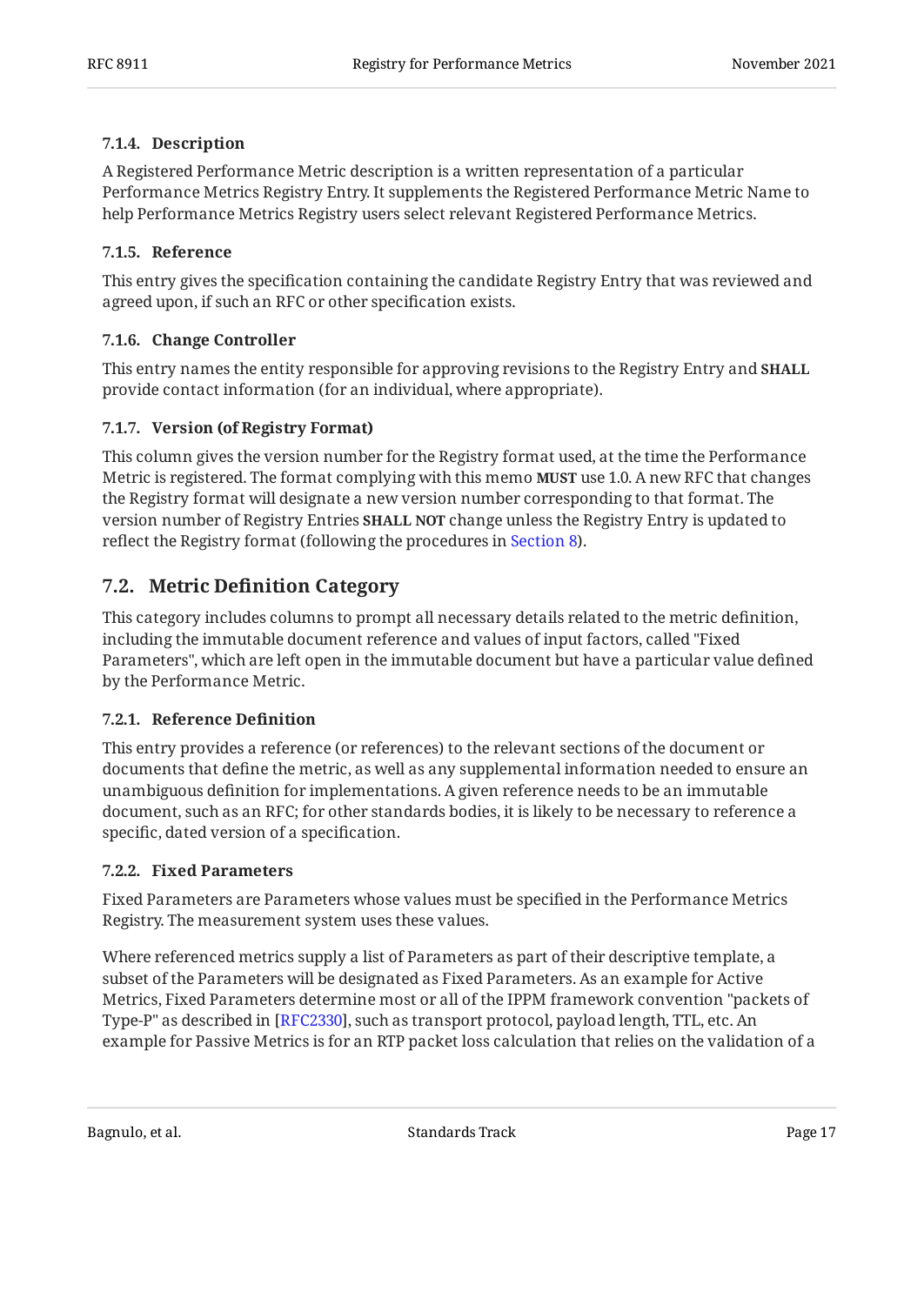#### 7.1.4. Description

A Registered Performance Metric description is a written representation of a particular Performance Metrics Registry Entry. It supplements the Registered Performance Metric Name to help Performance Metrics Registry users select relevant Registered Performance Metrics.

#### 7.1.5. Reference

This entry gives the specification containing the candidate Registry Entry that was reviewed and agreed upon, if such an RFC or other specification exists.

#### 7.1.6. Change Controller

This entry names the entity responsible for approving revisions to the Registry Entry and **SHALL** provide contact information (for an individual, where appropriate).

#### 7.1.7. Version (of Registry Format)

This column gives the version number for the Registry format used, at the time the Performance Metric is registered. The format complying with this memo **MUST** use 1.0. A new RFC that changes the Registry format will designate a new version number corresponding to that format. The version number of Registry Entries **SHALL NOT** change unless the Registry Entry is updated to reflect the Registry format (following the procedures in Section 8).

### 7.2. Metric Definition Category

This category includes columns to prompt all necessary details related to the metric definition, including the immutable document reference and values of input factors, called "Fixed Parameters", which are left open in the immutable document but have a particular value defined by the Performance Metric.

#### 7.2.1. Reference Definition

This entry provides a reference (or references) to the relevant sections of the document or documents that define the metric, as well as any supplemental information needed to ensure an unambiguous definition for implementations. A given reference needs to be an immutable document, such as an RFC; for other standards bodies, it is likely to be necessary to reference a specific, dated version of a specification.

#### 7.2.2. Fixed Parameters

Fixed Parameters are Parameters whose values must be specified in the Performance Metrics Registry. The measurement system uses these values.

Where referenced metrics supply a list of Parameters as part of their descriptive template, a subset of the Parameters will be designated as Fixed Parameters. As an example for Active Metrics, Fixed Parameters determine most or all of the IPPM framework convention "packets of Type-P" as described in [RFC2330], such as transport protocol, payload length, TTL, etc. An example for Passive Metrics is for an RTP packet loss calculation that relies on the validation of a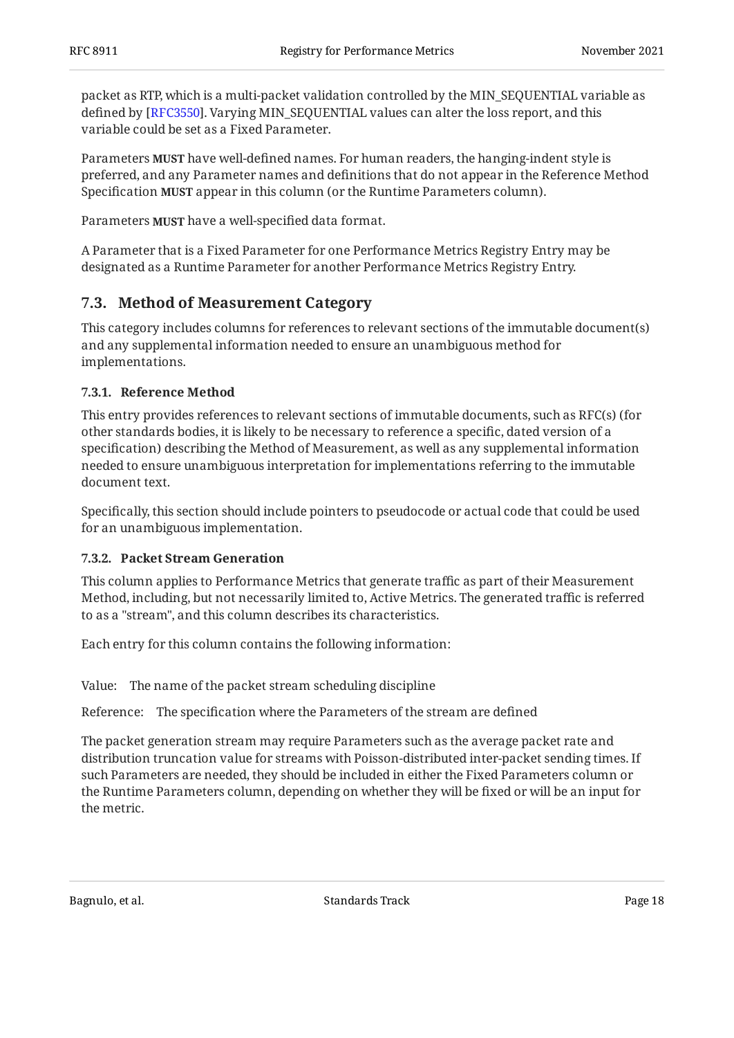packet as RTP, which is a multi-packet validation controlled by the MIN_SEQUENTIAL variable as defined by [RFC3550]. Varying MIN_SEQUENTIAL values can alter the loss report, and this variable could be set as a Fixed Parameter.

Parameters **MUST** have well-defined names. For human readers, the hanging-indent style is preferred, and any Parameter names and definitions that do not appear in the Reference Method Specification **MUST** appear in this column (or the Runtime Parameters column).

Parameters **MUST** have a well-specified data format.

A Parameter that is a Fixed Parameter for one Performance Metrics Registry Entry may be designated as a Runtime Parameter for another Performance Metrics Registry Entry.

## 7.3. Method of Measurement Category

This category includes columns for references to relevant sections of the immutable document(s) and any supplemental information needed to ensure an unambiguous method for implementations.

### 7.3.1. Reference Method

This entry provides references to relevant sections of immutable documents, such as RFC(s) (for other standards bodies, it is likely to be necessary to reference a specific, dated version of a specification) describing the Method of Measurement, as well as any supplemental information needed to ensure unambiguous interpretation for implementations referring to the immutable document text.

Specifically, this section should include pointers to pseudocode or actual code that could be used for an unambiguous implementation.

### 7.3.2. Packet Stream Generation

This column applies to Performance Metrics that generate traffic as part of their Measurement Method, including, but not necessarily limited to, Active Metrics. The generated traffic is referred to as a "stream", and this column describes its characteristics.

Each entry for this column contains the following information:

Value: The name of the packet stream scheduling discipline

Reference: The specification where the Parameters of the stream are defined

The packet generation stream may require Parameters such as the average packet rate and distribution truncation value for streams with Poisson-distributed inter-packet sending times. If such Parameters are needed, they should be included in either the Fixed Parameters column or the Runtime Parameters column, depending on whether they will be fixed or will be an input for the metric.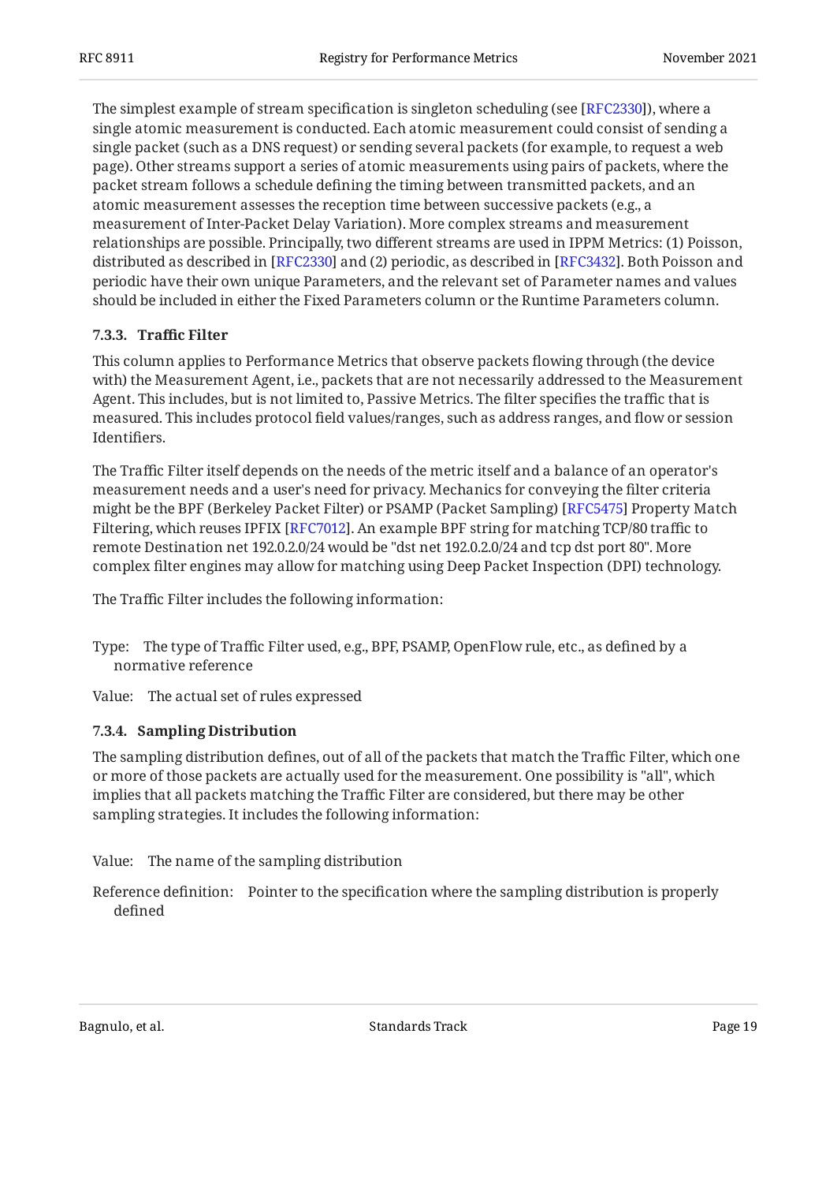The simplest example of stream specification is singleton scheduling (see [RFC2330]), where a single atomic measurement is conducted. Each atomic measurement could consist of sending a single packet (such as a DNS request) or sending several packets (for example, to request a web page). Other streams support a series of atomic measurements using pairs of packets, where the packet stream follows a schedule defining the timing between transmitted packets, and an atomic measurement assesses the reception time between successive packets (e.g., a measurement of Inter-Packet Delay Variation). More complex streams and measurement relationships are possible. Principally, two different streams are used in IPPM Metrics: (1) Poisson, distributed as described in [RFC2330] and (2) periodic, as described in [RFC3432]. Both Poisson and periodic have their own unique Parameters, and the relevant set of Parameter names and values should be included in either the Fixed Parameters column or the Runtime Parameters column.

#### 7.3.3. Traffic Filter

This column applies to Performance Metrics that observe packets flowing through (the device with) the Measurement Agent, i.e., packets that are not necessarily addressed to the Measurement Agent. This includes, but is not limited to, Passive Metrics. The filter specifies the traffic that is measured. This includes protocol field values/ranges, such as address ranges, and flow or session Identifiers.

The Traffic Filter itself depends on the needs of the metric itself and a balance of an operator's measurement needs and a user's need for privacy. Mechanics for conveying the filter criteria might be the BPF (Berkeley Packet Filter) or PSAMP (Packet Sampling) [RFC5475] Property Match Filtering, which reuses IPFIX [RFC7012]. An example BPF string for matching TCP/80 traffic to remote Destination net 192.0.2.0/24 would be "dst net 192.0.2.0/24 and tcp dst port 80". More complex filter engines may allow for matching using Deep Packet Inspection (DPI) technology.

The Traffic Filter includes the following information:

Type: The type of Traffic Filter used, e.g., BPF, PSAMP, OpenFlow rule, etc., as defined by a normative reference

Value: The actual set of rules expressed

#### 7.3.4. Sampling Distribution

The sampling distribution defines, out of all of the packets that match the Traffic Filter, which one or more of those packets are actually used for the measurement. One possibility is "all", which implies that all packets matching the Traffic Filter are considered, but there may be other sampling strategies. It includes the following information:

Value: The name of the sampling distribution

Reference definition: Pointer to the specification where the sampling distribution is properly defined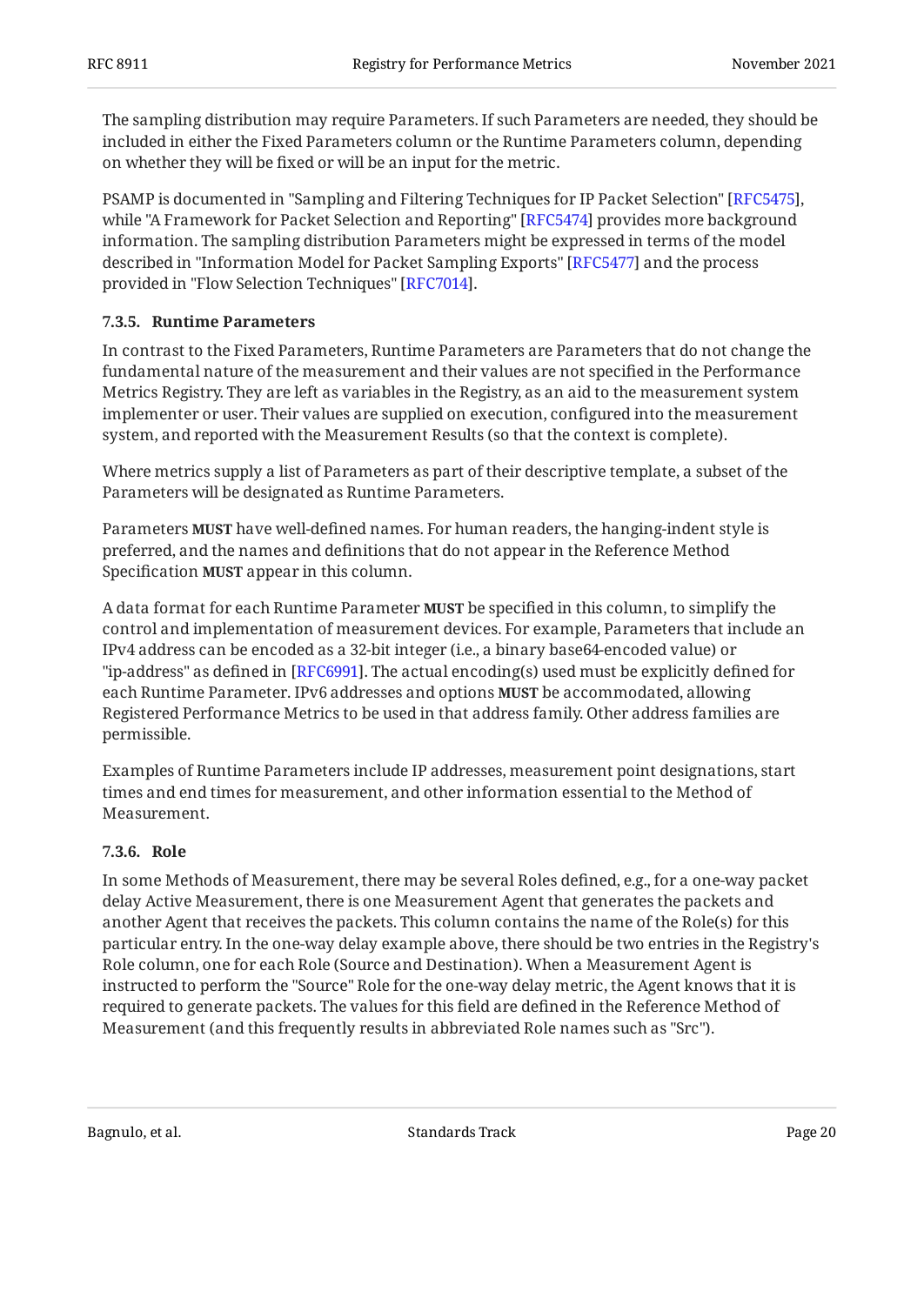The sampling distribution may require Parameters. If such Parameters are needed, they should be included in either the Fixed Parameters column or the Runtime Parameters column, depending on whether they will be fixed or will be an input for the metric.

PSAMP is documented in "Sampling and Filtering Techniques for IP Packet Selection" [RFC5475], while "A Framework for Packet Selection and Reporting" [RFC5474] provides more background information. The sampling distribution Parameters might be expressed in terms of the model described in "Information Model for Packet Sampling Exports" [RFC5477] and the process provided in "Flow Selection Techniques" [RFC7014].

#### 7.3.5. Runtime Parameters

In contrast to the Fixed Parameters, Runtime Parameters are Parameters that do not change the fundamental nature of the measurement and their values are not specified in the Performance Metrics Registry. They are left as variables in the Registry, as an aid to the measurement system implementer or user. Their values are supplied on execution, configured into the measurement system, and reported with the Measurement Results (so that the context is complete).

Where metrics supply a list of Parameters as part of their descriptive template, a subset of the Parameters will be designated as Runtime Parameters.

Parameters **MUST** have well-defined names. For human readers, the hanging-indent style is preferred, and the names and definitions that do not appear in the Reference Method Specification **MUST** appear in this column.

A data format for each Runtime Parameter **MUST** be specified in this column, to simplify the control and implementation of measurement devices. For example, Parameters that include an IPv4 address can be encoded as a 32-bit integer (i.e., a binary base64-encoded value) or "ip-address" as defined in [RFC6991]. The actual encoding(s) used must be explicitly defined for each Runtime Parameter. IPv6 addresses and options **MUST** be accommodated, allowing Registered Performance Metrics to be used in that address family. Other address families are permissible.

Examples of Runtime Parameters include IP addresses, measurement point designations, start times and end times for measurement, and other information essential to the Method of Measurement.

#### 7.3.6. Role

In some Methods of Measurement, there may be several Roles defined, e.g., for a one-way packet delay Active Measurement, there is one Measurement Agent that generates the packets and another Agent that receives the packets. This column contains the name of the Role(s) for this particular entry. In the one-way delay example above, there should be two entries in the Registry's Role column, one for each Role (Source and Destination). When a Measurement Agent is instructed to perform the "Source" Role for the one-way delay metric, the Agent knows that it is required to generate packets. The values for this field are defined in the Reference Method of Measurement (and this frequently results in abbreviated Role names such as "Src").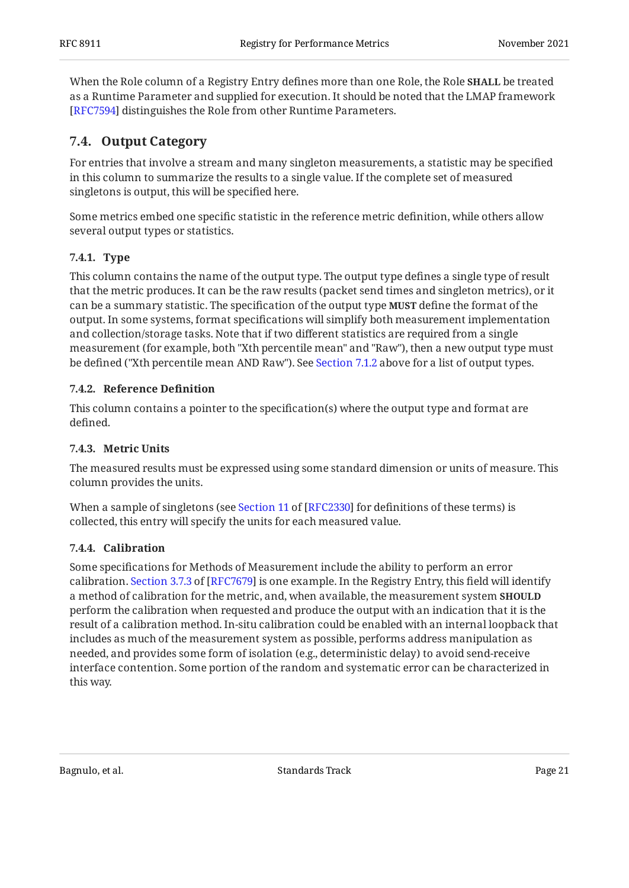When the Role column of a Registry Entry defines more than one Role, the Role **SHALL** be treated as a Runtime Parameter and supplied for execution. It should be noted that the LMAP framework [RFC7594] distinguishes the Role from other Runtime Parameters.

## 7.4. Output Category

For entries that involve a stream and many singleton measurements, a statistic may be specified in this column to summarize the results to a single value. If the complete set of measured singletons is output, this will be specified here.

Some metrics embed one specific statistic in the reference metric definition, while others allow several output types or statistics.

### 7.4.1. Type

This column contains the name of the output type. The output type defines a single type of result that the metric produces. It can be the raw results (packet send times and singleton metrics), or it can be a summary statistic. The specification of the output type **MUST** define the format of the output. In some systems, format specifications will simplify both measurement implementation and collection/storage tasks. Note that if two different statistics are required from a single measurement (for example, both "Xth percentile mean" and "Raw"), then a new output type must be defined ("Xth percentile mean AND Raw"). See Section 7.1.2 above for a list of output types.

### 7.4.2. Reference Definition

This column contains a pointer to the specification(s) where the output type and format are defined.

### 7.4.3. Metric Units

The measured results must be expressed using some standard dimension or units of measure. This column provides the units.

When a sample of singletons (see Section 11 of [RFC2330] for definitions of these terms) is collected, this entry will specify the units for each measured value.

### 7.4.4. Calibration

Some specifications for Methods of Measurement include the ability to perform an error calibration. Section 3.7.3 of [RFC7679] is one example. In the Registry Entry, this field will identify a method of calibration for the metric, and, when available, the measurement system **SHOULD** perform the calibration when requested and produce the output with an indication that it is the result of a calibration method. In-situ calibration could be enabled with an internal loopback that includes as much of the measurement system as possible, performs address manipulation as needed, and provides some form of isolation (e.g., deterministic delay) to avoid send-receive interface contention. Some portion of the random and systematic error can be characterized in this way.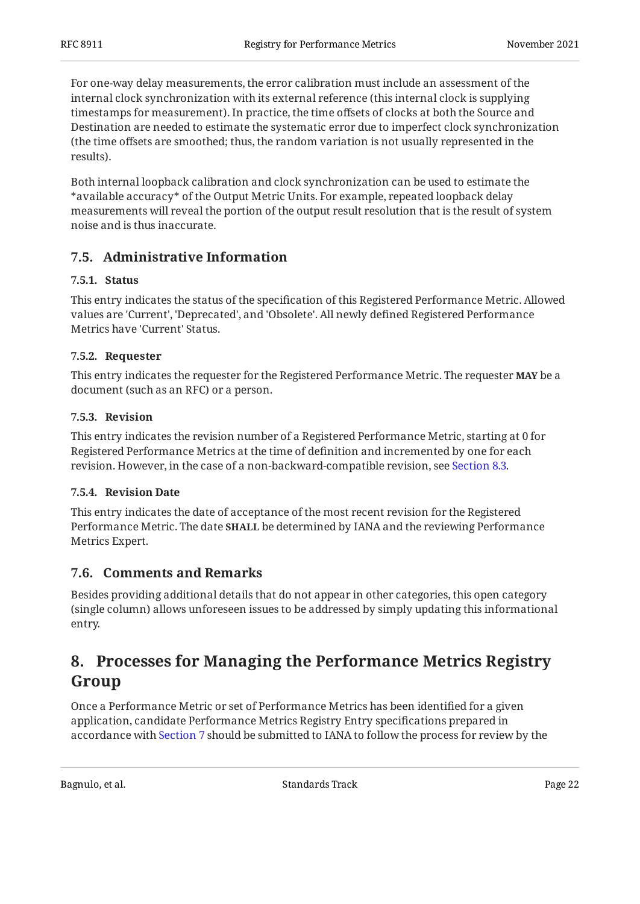For one-way delay measurements, the error calibration must include an assessment of the internal clock synchronization with its external reference (this internal clock is supplying timestamps for measurement). In practice, the time offsets of clocks at both the Source and Destination are needed to estimate the systematic error due to imperfect clock synchronization (the time offsets are smoothed; thus, the random variation is not usually represented in the results).

Both internal loopback calibration and clock synchronization can be used to estimate the *available accuracy* of the Output Metric Units. For example, repeated loopback delay measurements will reveal the portion of the output result resolution that is the result of system noise and is thus inaccurate.

## 7.5. Administrative Information

### 7.5.1. Status

This entry indicates the status of the specification of this Registered Performance Metric. Allowed values are 'Current', 'Deprecated', and 'Obsolete'. All newly defined Registered Performance Metrics have 'Current' Status.

### 7.5.2. Requester

This entry indicates the requester for the Registered Performance Metric. The requester **MAY** be a document (such as an RFC) or a person.

### 7.5.3. Revision

This entry indicates the revision number of a Registered Performance Metric, starting at 0 for Registered Performance Metrics at the time of definition and incremented by one for each revision. However, in the case of a non-backward-compatible revision, see Section 8.3.

### 7.5.4. Revision Date

This entry indicates the date of acceptance of the most recent revision for the Registered Performance Metric. The date **SHALL** be determined by IANA and the reviewing Performance Metrics Expert.

## 7.6. Comments and Remarks

Besides providing additional details that do not appear in other categories, this open category (single column) allows unforeseen issues to be addressed by simply updating this informational entry.

# 8. Processes for Managing the Performance Metrics Registry Group

Once a Performance Metric or set of Performance Metrics has been identified for a given application, candidate Performance Metrics Registry Entry specifications prepared in accordance with Section 7 should be submitted to IANA to follow the process for review by the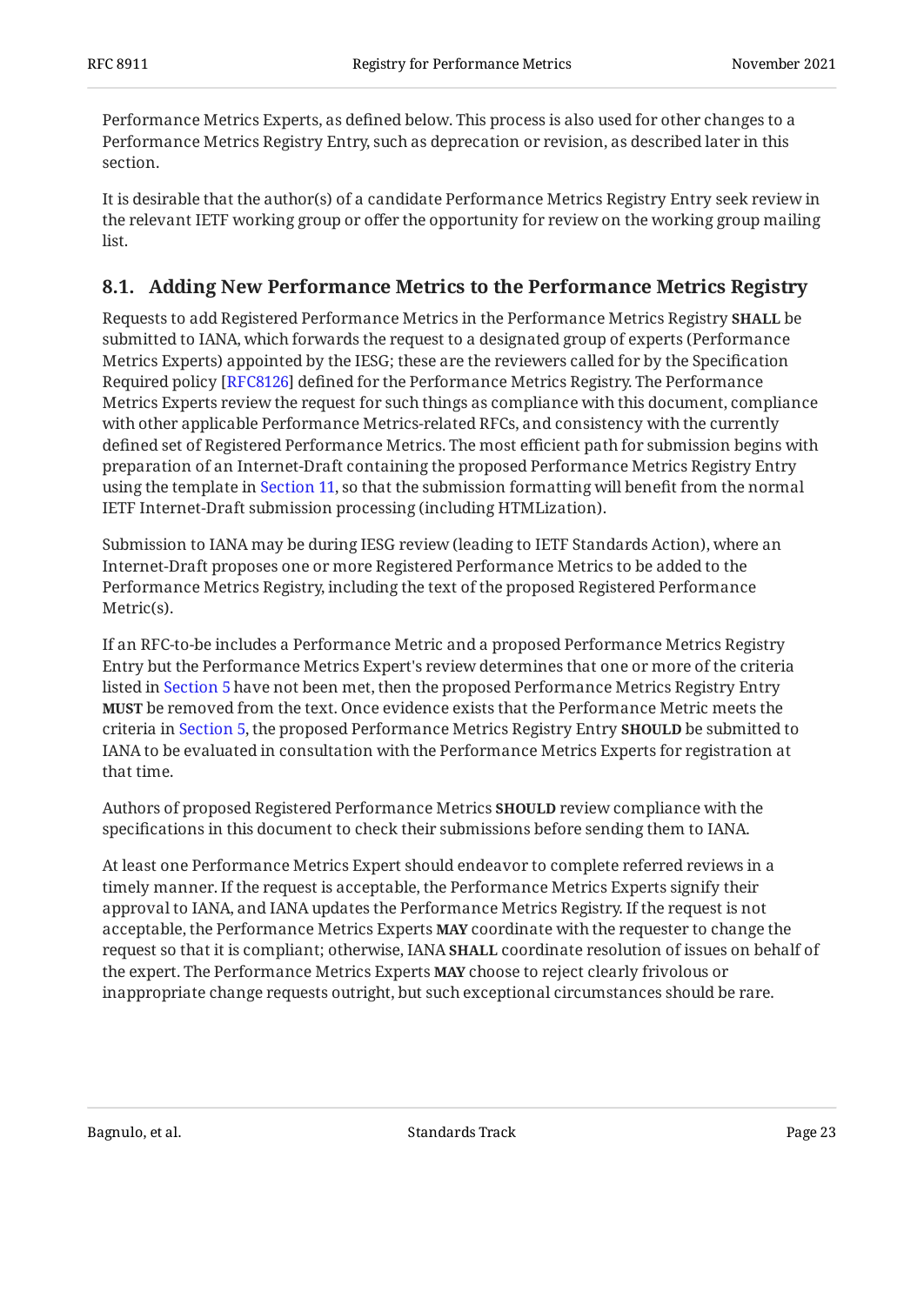Performance Metrics Experts, as defined below. This process is also used for other changes to a Performance Metrics Registry Entry, such as deprecation or revision, as described later in this section.

It is desirable that the author(s) of a candidate Performance Metrics Registry Entry seek review in the relevant IETF working group or offer the opportunity for review on the working group mailing list.

## 8.1. Adding New Performance Metrics to the Performance Metrics Registry

Requests to add Registered Performance Metrics in the Performance Metrics Registry **SHALL** be submitted to IANA, which forwards the request to a designated group of experts (Performance Metrics Experts) appointed by the IESG; these are the reviewers called for by the Specification Required policy [RFC8126] defined for the Performance Metrics Registry. The Performance Metrics Experts review the request for such things as compliance with this document, compliance with other applicable Performance Metrics-related RFCs, and consistency with the currently defined set of Registered Performance Metrics. The most efficient path for submission begins with preparation of an Internet-Draft containing the proposed Performance Metrics Registry Entry using the template in Section 11, so that the submission formatting will benefit from the normal IETF Internet-Draft submission processing (including HTMLization).

Submission to IANA may be during IESG review (leading to IETF Standards Action), where an Internet-Draft proposes one or more Registered Performance Metrics to be added to the Performance Metrics Registry, including the text of the proposed Registered Performance Metric(s).

If an RFC-to-be includes a Performance Metric and a proposed Performance Metrics Registry Entry but the Performance Metrics Expert's review determines that one or more of the criteria listed in Section 5 have not been met, then the proposed Performance Metrics Registry Entry **MUST** be removed from the text. Once evidence exists that the Performance Metric meets the criteria in Section 5, the proposed Performance Metrics Registry Entry **SHOULD** be submitted to IANA to be evaluated in consultation with the Performance Metrics Experts for registration at that time.

Authors of proposed Registered Performance Metrics **SHOULD** review compliance with the specifications in this document to check their submissions before sending them to IANA.

At least one Performance Metrics Expert should endeavor to complete referred reviews in a timely manner. If the request is acceptable, the Performance Metrics Experts signify their approval to IANA, and IANA updates the Performance Metrics Registry. If the request is not acceptable, the Performance Metrics Experts **MAY** coordinate with the requester to change the request so that it is compliant; otherwise, IANA **SHALL** coordinate resolution of issues on behalf of the expert. The Performance Metrics Experts **MAY** choose to reject clearly frivolous or inappropriate change requests outright, but such exceptional circumstances should be rare.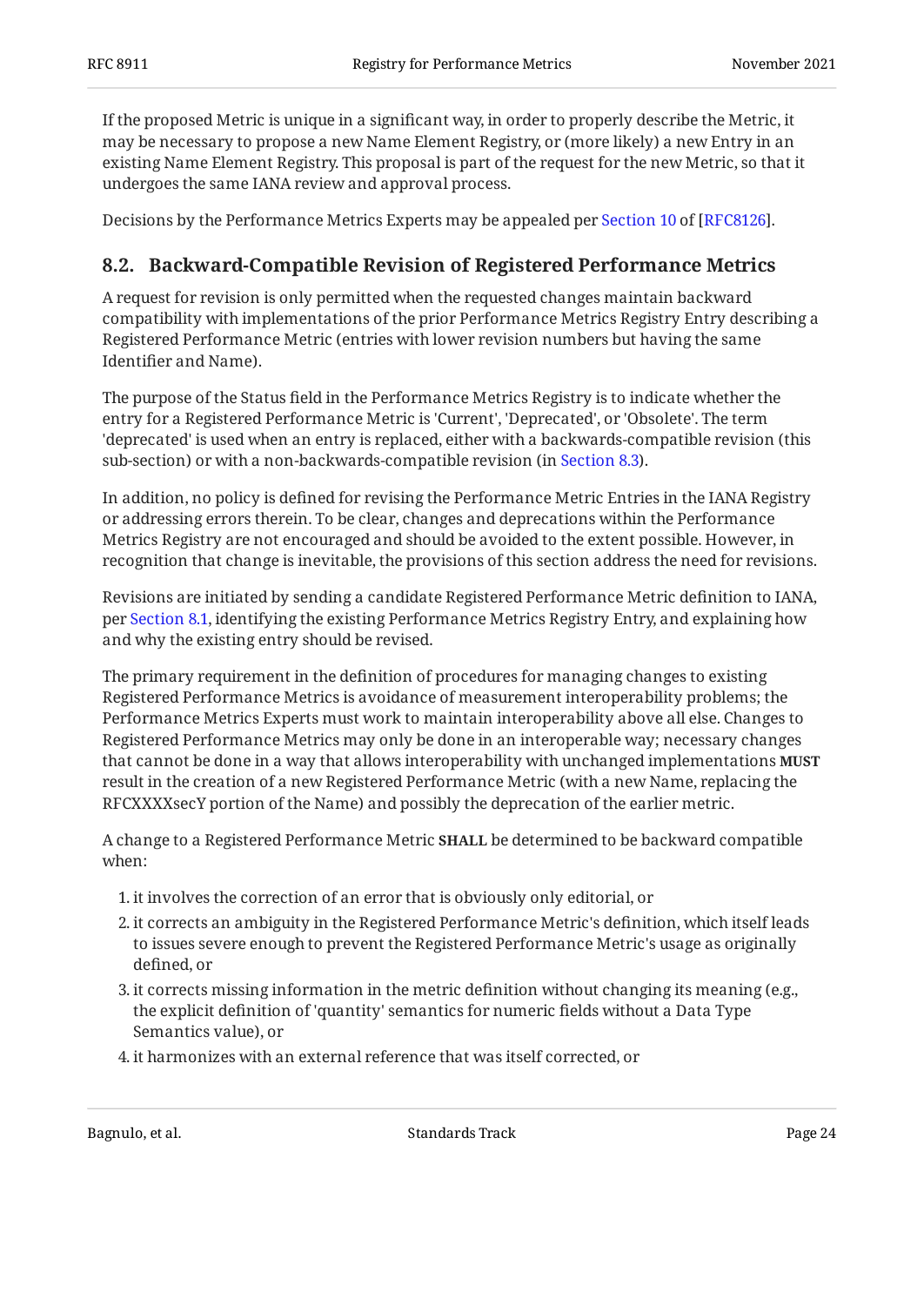If the proposed Metric is unique in a significant way, in order to properly describe the Metric, it may be necessary to propose a new Name Element Registry, or (more likely) a new Entry in an existing Name Element Registry. This proposal is part of the request for the new Metric, so that it undergoes the same IANA review and approval process.

Decisions by the Performance Metrics Experts may be appealed per Section 10 of [RFC8126].

## 8.2. Backward-Compatible Revision of Registered Performance Metrics

A request for revision is only permitted when the requested changes maintain backward compatibility with implementations of the prior Performance Metrics Registry Entry describing a Registered Performance Metric (entries with lower revision numbers but having the same Identifier and Name).

The purpose of the Status field in the Performance Metrics Registry is to indicate whether the entry for a Registered Performance Metric is 'Current', 'Deprecated', or 'Obsolete'. The term 'deprecated' is used when an entry is replaced, either with a backwards-compatible revision (this sub-section) or with a non-backwards-compatible revision (in Section 8.3).

In addition, no policy is defined for revising the Performance Metric Entries in the IANA Registry or addressing errors therein. To be clear, changes and deprecations within the Performance Metrics Registry are not encouraged and should be avoided to the extent possible. However, in recognition that change is inevitable, the provisions of this section address the need for revisions.

Revisions are initiated by sending a candidate Registered Performance Metric definition to IANA, per Section 8.1, identifying the existing Performance Metrics Registry Entry, and explaining how and why the existing entry should be revised.

The primary requirement in the definition of procedures for managing changes to existing Registered Performance Metrics is avoidance of measurement interoperability problems; the Performance Metrics Experts must work to maintain interoperability above all else. Changes to Registered Performance Metrics may only be done in an interoperable way; necessary changes that cannot be done in a way that allows interoperability with unchanged implementations **MUST** result in the creation of a new Registered Performance Metric (with a new Name, replacing the RFCXXXXsecY portion of the Name) and possibly the deprecation of the earlier metric.

A change to a Registered Performance Metric **SHALL** be determined to be backward compatible when:

1. it involves the correction of an error that is obviously only editorial, or
2. it corrects an ambiguity in the Registered Performance Metric's definition, which itself leads to issues severe enough to prevent the Registered Performance Metric's usage as originally defined, or
3. it corrects missing information in the metric definition without changing its meaning (e.g., the explicit definition of 'quantity' semantics for numeric fields without a Data Type Semantics value), or
4. it harmonizes with an external reference that was itself corrected, or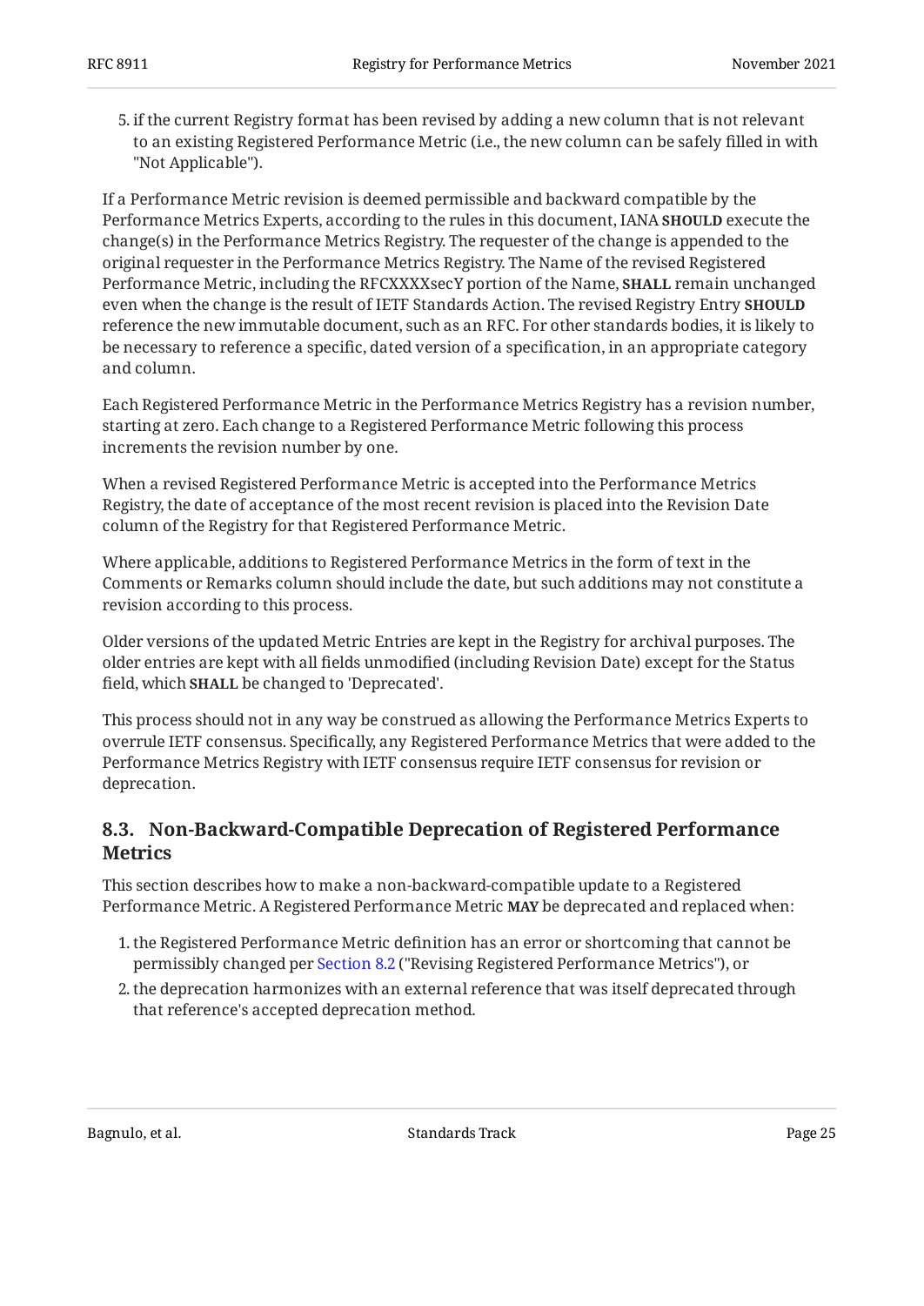5. if the current Registry format has been revised by adding a new column that is not relevant to an existing Registered Performance Metric (i.e., the new column can be safely filled in with "Not Applicable").

If a Performance Metric revision is deemed permissible and backward compatible by the Performance Metrics Experts, according to the rules in this document, IANA **SHOULD** execute the change(s) in the Performance Metrics Registry. The requester of the change is appended to the original requester in the Performance Metrics Registry. The Name of the revised Registered Performance Metric, including the RFCXXXXsecY portion of the Name, **SHALL** remain unchanged even when the change is the result of IETF Standards Action. The revised Registry Entry **SHOULD** reference the new immutable document, such as an RFC. For other standards bodies, it is likely to be necessary to reference a specific, dated version of a specification, in an appropriate category and column.

Each Registered Performance Metric in the Performance Metrics Registry has a revision number, starting at zero. Each change to a Registered Performance Metric following this process increments the revision number by one.

When a revised Registered Performance Metric is accepted into the Performance Metrics Registry, the date of acceptance of the most recent revision is placed into the Revision Date column of the Registry for that Registered Performance Metric.

Where applicable, additions to Registered Performance Metrics in the form of text in the Comments or Remarks column should include the date, but such additions may not constitute a revision according to this process.

Older versions of the updated Metric Entries are kept in the Registry for archival purposes. The older entries are kept with all fields unmodified (including Revision Date) except for the Status field, which **SHALL** be changed to 'Deprecated'.

This process should not in any way be construed as allowing the Performance Metrics Experts to overrule IETF consensus. Specifically, any Registered Performance Metrics that were added to the Performance Metrics Registry with IETF consensus require IETF consensus for revision or deprecation.

## 8.3. Non-Backward-Compatible Deprecation of Registered Performance Metrics

This section describes how to make a non-backward-compatible update to a Registered Performance Metric. A Registered Performance Metric **MAY** be deprecated and replaced when:

1. the Registered Performance Metric definition has an error or shortcoming that cannot be permissibly changed per Section 8.2 ("Revising Registered Performance Metrics"), or
2. the deprecation harmonizes with an external reference that was itself deprecated through that reference's accepted deprecation method.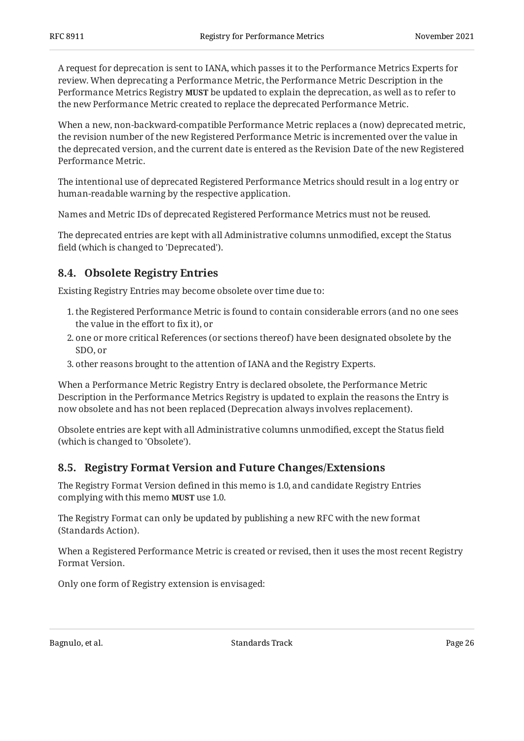A request for deprecation is sent to IANA, which passes it to the Performance Metrics Experts for review. When deprecating a Performance Metric, the Performance Metric Description in the Performance Metrics Registry **MUST** be updated to explain the deprecation, as well as to refer to the new Performance Metric created to replace the deprecated Performance Metric.

When a new, non-backward-compatible Performance Metric replaces a (now) deprecated metric, the revision number of the new Registered Performance Metric is incremented over the value in the deprecated version, and the current date is entered as the Revision Date of the new Registered Performance Metric.

The intentional use of deprecated Registered Performance Metrics should result in a log entry or human-readable warning by the respective application.

Names and Metric IDs of deprecated Registered Performance Metrics must not be reused.

The deprecated entries are kept with all Administrative columns unmodified, except the Status field (which is changed to 'Deprecated').

## 8.4. Obsolete Registry Entries

Existing Registry Entries may become obsolete over time due to:

1. the Registered Performance Metric is found to contain considerable errors (and no one sees the value in the effort to fix it), or
2. one or more critical References (or sections thereof) have been designated obsolete by the SDO, or
3. other reasons brought to the attention of IANA and the Registry Experts.

When a Performance Metric Registry Entry is declared obsolete, the Performance Metric Description in the Performance Metrics Registry is updated to explain the reasons the Entry is now obsolete and has not been replaced (Deprecation always involves replacement).

Obsolete entries are kept with all Administrative columns unmodified, except the Status field (which is changed to 'Obsolete').

## 8.5. Registry Format Version and Future Changes/Extensions

The Registry Format Version defined in this memo is 1.0, and candidate Registry Entries complying with this memo **MUST** use 1.0.

The Registry Format can only be updated by publishing a new RFC with the new format (Standards Action).

When a Registered Performance Metric is created or revised, then it uses the most recent Registry Format Version.

Only one form of Registry extension is envisaged: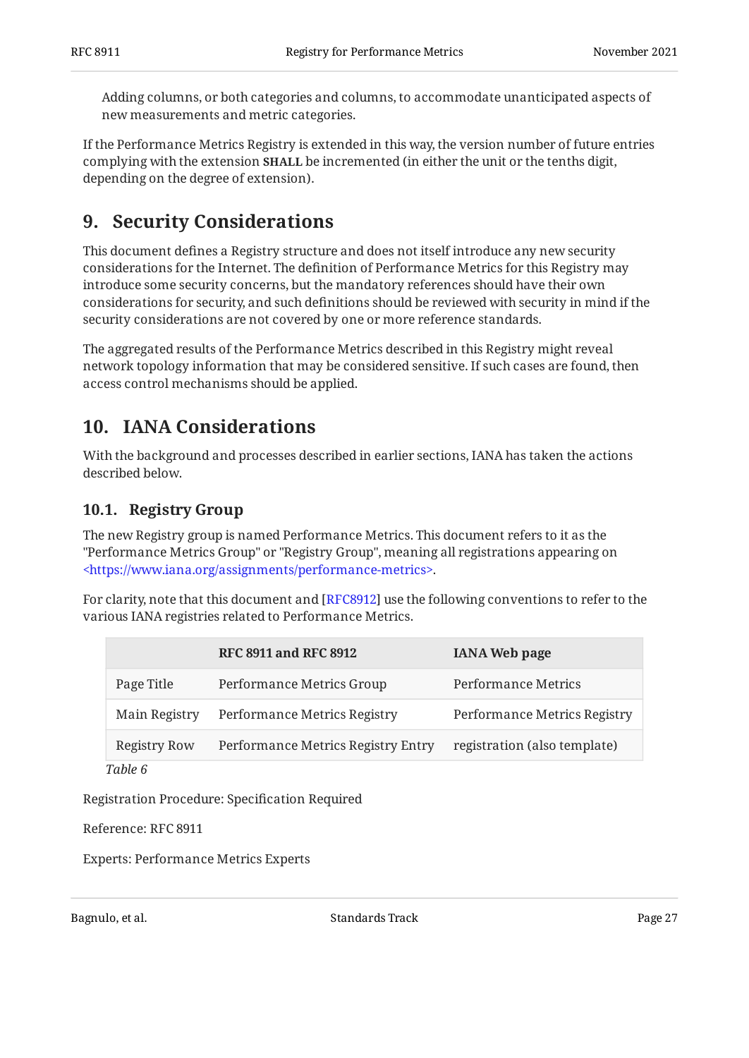Adding columns, or both categories and columns, to accommodate unanticipated aspects of new measurements and metric categories.

If the Performance Metrics Registry is extended in this way, the version number of future entries complying with the extension **SHALL** be incremented (in either the unit or the tenths digit, depending on the degree of extension).

## 9. Security Considerations

This document defines a Registry structure and does not itself introduce any new security considerations for the Internet. The definition of Performance Metrics for this Registry may introduce some security concerns, but the mandatory references should have their own considerations for security, and such definitions should be reviewed with security in mind if the security considerations are not covered by one or more reference standards.

The aggregated results of the Performance Metrics described in this Registry might reveal network topology information that may be considered sensitive. If such cases are found, then access control mechanisms should be applied.

## 10. IANA Considerations

With the background and processes described in earlier sections, IANA has taken the actions described below.

### 10.1. Registry Group

The new Registry group is named Performance Metrics. This document refers to it as the "Performance Metrics Group" or "Registry Group", meaning all registrations appearing on <https://www.iana.org/assignments/performance-metrics>.

For clarity, note that this document and [RFC8912] use the following conventions to refer to the various IANA registries related to Performance Metrics.

| | RFC 8911 and RFC 8912 | IANA Web page |
|---|---|---|
| Page Title | Performance Metrics Group | Performance Metrics |
| Main Registry | Performance Metrics Registry | Performance Metrics Registry |
| Registry Row | Performance Metrics Registry Entry | registration (also template) |

*Table 6*

Registration Procedure: Specification Required

Reference: RFC 8911

Experts: Performance Metrics Experts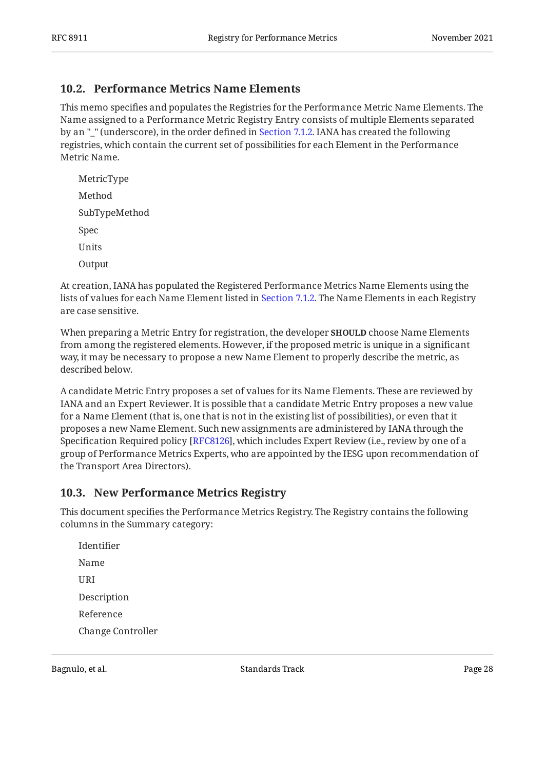### 10.2. Performance Metrics Name Elements

This memo specifies and populates the Registries for the Performance Metric Name Elements. The Name assigned to a Performance Metric Registry Entry consists of multiple Elements separated by an "_" (underscore), in the order defined in Section 7.1.2. IANA has created the following registries, which contain the current set of possibilities for each Element in the Performance Metric Name.

MetricType

Method

SubTypeMethod

Spec

Units

Output

At creation, IANA has populated the Registered Performance Metrics Name Elements using the lists of values for each Name Element listed in Section 7.1.2. The Name Elements in each Registry are case sensitive.

When preparing a Metric Entry for registration, the developer **SHOULD** choose Name Elements from among the registered elements. However, if the proposed metric is unique in a significant way, it may be necessary to propose a new Name Element to properly describe the metric, as described below.

A candidate Metric Entry proposes a set of values for its Name Elements. These are reviewed by IANA and an Expert Reviewer. It is possible that a candidate Metric Entry proposes a new value for a Name Element (that is, one that is not in the existing list of possibilities), or even that it proposes a new Name Element. Such new assignments are administered by IANA through the Specification Required policy [RFC8126], which includes Expert Review (i.e., review by one of a group of Performance Metrics Experts, who are appointed by the IESG upon recommendation of the Transport Area Directors).

### 10.3. New Performance Metrics Registry

This document specifies the Performance Metrics Registry. The Registry contains the following columns in the Summary category:

Identifier

Name

URI

Description

Reference

Change Controller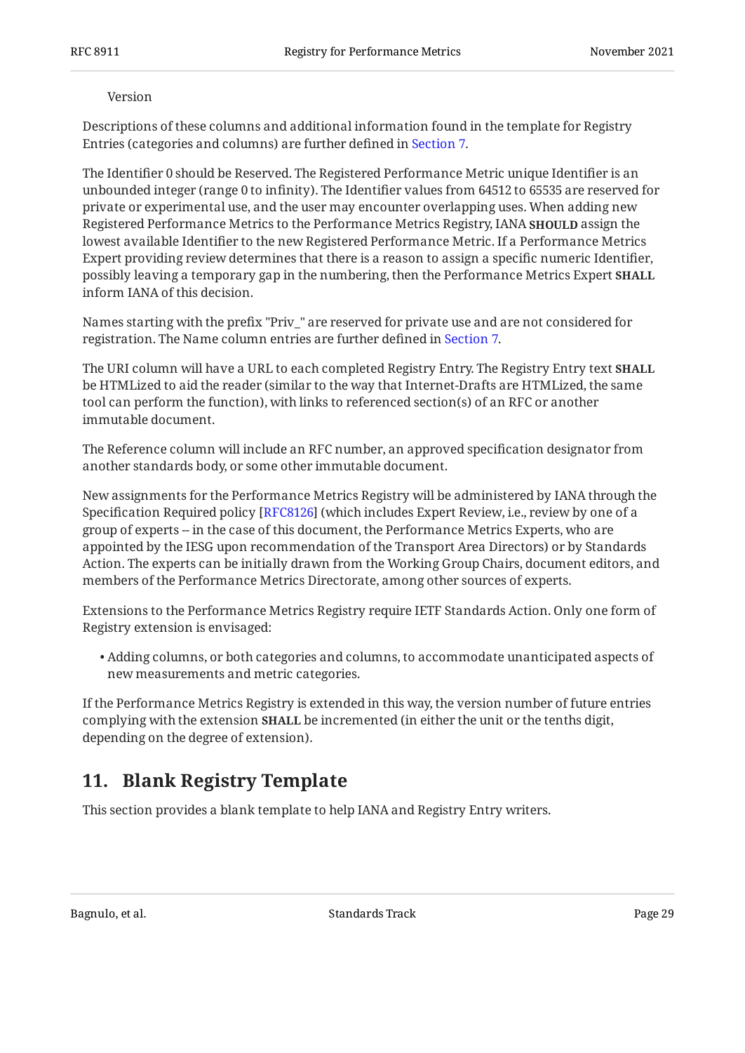Version

Descriptions of these columns and additional information found in the template for Registry Entries (categories and columns) are further defined in Section 7.

The Identifier 0 should be Reserved. The Registered Performance Metric unique Identifier is an unbounded integer (range 0 to infinity). The Identifier values from 64512 to 65535 are reserved for private or experimental use, and the user may encounter overlapping uses. When adding new Registered Performance Metrics to the Performance Metrics Registry, IANA **SHOULD** assign the lowest available Identifier to the new Registered Performance Metric. If a Performance Metrics Expert providing review determines that there is a reason to assign a specific numeric Identifier, possibly leaving a temporary gap in the numbering, then the Performance Metrics Expert **SHALL** inform IANA of this decision.

Names starting with the prefix "Priv_" are reserved for private use and are not considered for registration. The Name column entries are further defined in Section 7.

The URI column will have a URL to each completed Registry Entry. The Registry Entry text **SHALL** be HTMLized to aid the reader (similar to the way that Internet-Drafts are HTMLized, the same tool can perform the function), with links to referenced section(s) of an RFC or another immutable document.

The Reference column will include an RFC number, an approved specification designator from another standards body, or some other immutable document.

New assignments for the Performance Metrics Registry will be administered by IANA through the Specification Required policy [RFC8126] (which includes Expert Review, i.e., review by one of a group of experts -- in the case of this document, the Performance Metrics Experts, who are appointed by the IESG upon recommendation of the Transport Area Directors) or by Standards Action. The experts can be initially drawn from the Working Group Chairs, document editors, and members of the Performance Metrics Directorate, among other sources of experts.

Extensions to the Performance Metrics Registry require IETF Standards Action. Only one form of Registry extension is envisaged:

- Adding columns, or both categories and columns, to accommodate unanticipated aspects of new measurements and metric categories.

If the Performance Metrics Registry is extended in this way, the version number of future entries complying with the extension **SHALL** be incremented (in either the unit or the tenths digit, depending on the degree of extension).

## 11. Blank Registry Template

This section provides a blank template to help IANA and Registry Entry writers.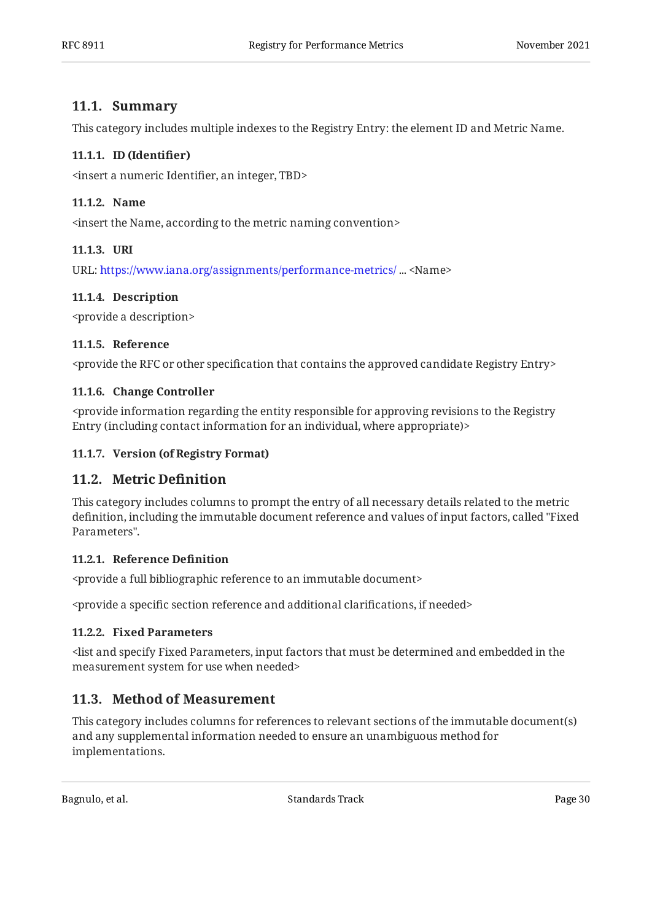## 11.1. Summary

This category includes multiple indexes to the Registry Entry: the element ID and Metric Name.

#### 11.1.1. ID (Identifier)

<insert a numeric Identifier, an integer, TBD>

#### 11.1.2. Name

<insert the Name, according to the metric naming convention>

#### 11.1.3. URI

URL: https://www.iana.org/assignments/performance-metrics/ ... <Name>

#### 11.1.4. Description

<provide a description>

#### 11.1.5. Reference

<provide the RFC or other specification that contains the approved candidate Registry Entry>

#### 11.1.6. Change Controller

<provide information regarding the entity responsible for approving revisions to the Registry Entry (including contact information for an individual, where appropriate)>

#### 11.1.7. Version (of Registry Format)

## 11.2. Metric Definition

This category includes columns to prompt the entry of all necessary details related to the metric definition, including the immutable document reference and values of input factors, called "Fixed Parameters".

#### 11.2.1. Reference Definition

<provide a full bibliographic reference to an immutable document>

<provide a specific section reference and additional clarifications, if needed>

#### 11.2.2. Fixed Parameters

<list and specify Fixed Parameters, input factors that must be determined and embedded in the measurement system for use when needed>

## 11.3. Method of Measurement

This category includes columns for references to relevant sections of the immutable document(s) and any supplemental information needed to ensure an unambiguous method for implementations.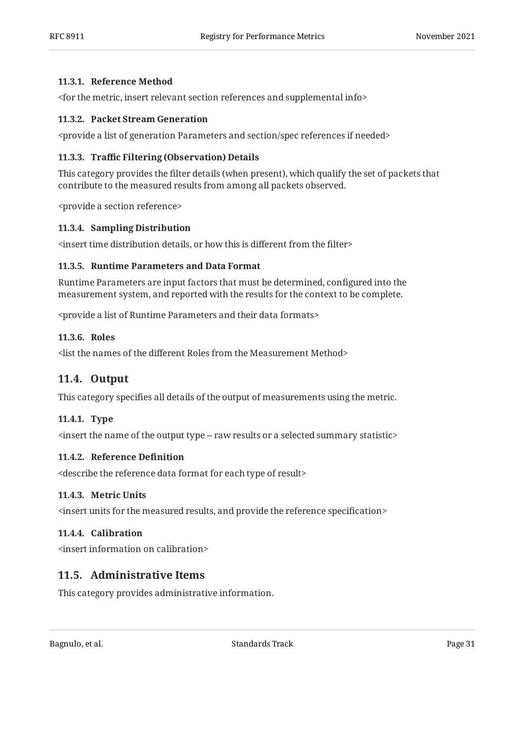#### 11.3.1. Reference Method

<for the metric, insert relevant section references and supplemental info>

#### 11.3.2. Packet Stream Generation

<provide a list of generation Parameters and section/spec references if needed>

#### 11.3.3. Traffic Filtering (Observation) Details

This category provides the filter details (when present), which qualify the set of packets that contribute to the measured results from among all packets observed.

<provide a section reference>

#### 11.3.4. Sampling Distribution

<insert time distribution details, or how this is different from the filter>

#### 11.3.5. Runtime Parameters and Data Format

Runtime Parameters are input factors that must be determined, configured into the measurement system, and reported with the results for the context to be complete.

<provide a list of Runtime Parameters and their data formats>

#### 11.3.6. Roles

<list the names of the different Roles from the Measurement Method>

### 11.4. Output

This category specifies all details of the output of measurements using the metric.

#### 11.4.1. Type

<insert the name of the output type -- raw results or a selected summary statistic>

#### 11.4.2. Reference Definition

<describe the reference data format for each type of result>

#### 11.4.3. Metric Units

<insert units for the measured results, and provide the reference specification>

#### 11.4.4. Calibration

<insert information on calibration>

### 11.5. Administrative Items

This category provides administrative information.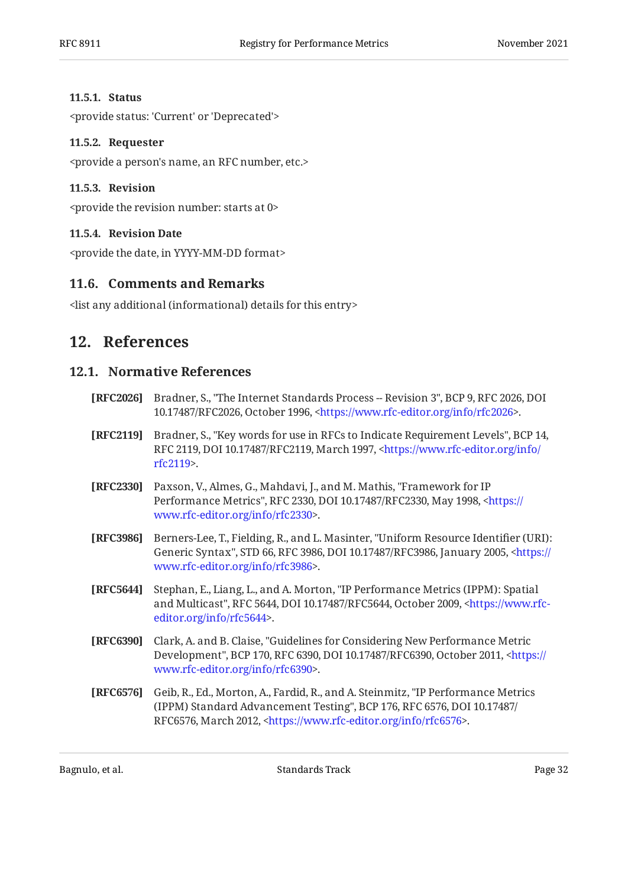#### 11.5.1. Status

<provide status: 'Current' or 'Deprecated'>

#### 11.5.2. Requester

<provide a person's name, an RFC number, etc.>

#### 11.5.3. Revision

<provide the revision number: starts at 0>

#### 11.5.4. Revision Date

<provide the date, in YYYY-MM-DD format>

### 11.6. Comments and Remarks

<list any additional (informational) details for this entry>

## 12. References

### 12.1. Normative References

**[RFC2026]** Bradner, S., "The Internet Standards Process -- Revision 3", BCP 9, RFC 2026, DOI 10.17487/RFC2026, October 1996, <https://www.rfc-editor.org/info/rfc2026>.

**[RFC2119]** Bradner, S., "Key words for use in RFCs to Indicate Requirement Levels", BCP 14, RFC 2119, DOI 10.17487/RFC2119, March 1997, <https://www.rfc-editor.org/info/rfc2119>.

**[RFC2330]** Paxson, V., Almes, G., Mahdavi, J., and M. Mathis, "Framework for IP Performance Metrics", RFC 2330, DOI 10.17487/RFC2330, May 1998, <https://www.rfc-editor.org/info/rfc2330>.

**[RFC3986]** Berners-Lee, T., Fielding, R., and L. Masinter, "Uniform Resource Identifier (URI): Generic Syntax", STD 66, RFC 3986, DOI 10.17487/RFC3986, January 2005, <https://www.rfc-editor.org/info/rfc3986>.

**[RFC5644]** Stephan, E., Liang, L., and A. Morton, "IP Performance Metrics (IPPM): Spatial and Multicast", RFC 5644, DOI 10.17487/RFC5644, October 2009, <https://www.rfc-editor.org/info/rfc5644>.

**[RFC6390]** Clark, A. and B. Claise, "Guidelines for Considering New Performance Metric Development", BCP 170, RFC 6390, DOI 10.17487/RFC6390, October 2011, <https://www.rfc-editor.org/info/rfc6390>.

**[RFC6576]** Geib, R., Ed., Morton, A., Fardid, R., and A. Steinmitz, "IP Performance Metrics (IPPM) Standard Advancement Testing", BCP 176, RFC 6576, DOI 10.17487/RFC6576, March 2012, <https://www.rfc-editor.org/info/rfc6576>.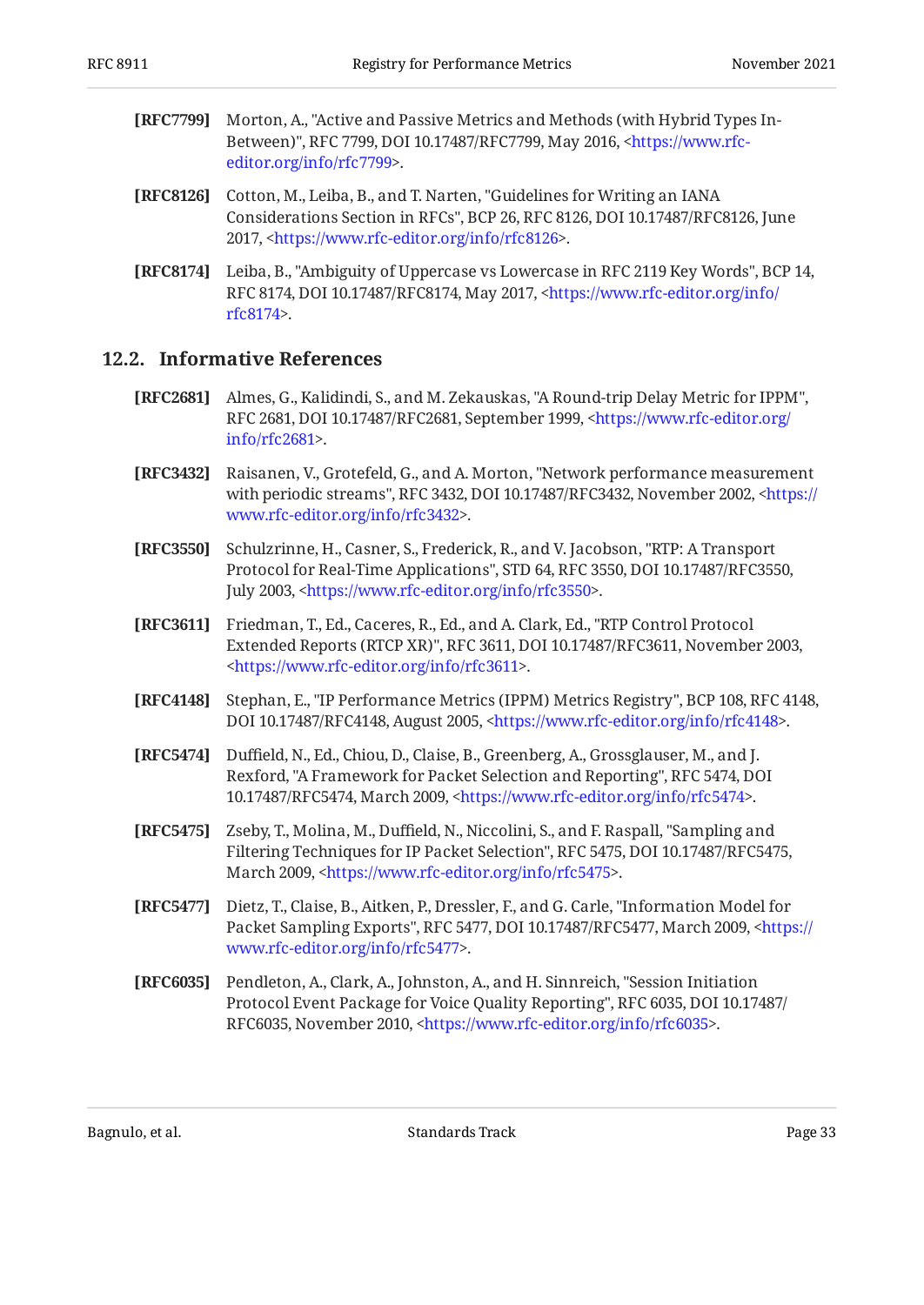**[RFC7799]** Morton, A., "Active and Passive Metrics and Methods (with Hybrid Types In-Between)", RFC 7799, DOI 10.17487/RFC7799, May 2016, <https://www.rfc-editor.org/info/rfc7799>.

**[RFC8126]** Cotton, M., Leiba, B., and T. Narten, "Guidelines for Writing an IANA Considerations Section in RFCs", BCP 26, RFC 8126, DOI 10.17487/RFC8126, June 2017, <https://www.rfc-editor.org/info/rfc8126>.

**[RFC8174]** Leiba, B., "Ambiguity of Uppercase vs Lowercase in RFC 2119 Key Words", BCP 14, RFC 8174, DOI 10.17487/RFC8174, May 2017, <https://www.rfc-editor.org/info/rfc8174>.

### 12.2. Informative References

**[RFC2681]** Almes, G., Kalidindi, S., and M. Zekauskas, "A Round-trip Delay Metric for IPPM", RFC 2681, DOI 10.17487/RFC2681, September 1999, <https://www.rfc-editor.org/info/rfc2681>.

**[RFC3432]** Raisanen, V., Grotefeld, G., and A. Morton, "Network performance measurement with periodic streams", RFC 3432, DOI 10.17487/RFC3432, November 2002, <https://www.rfc-editor.org/info/rfc3432>.

**[RFC3550]** Schulzrinne, H., Casner, S., Frederick, R., and V. Jacobson, "RTP: A Transport Protocol for Real-Time Applications", STD 64, RFC 3550, DOI 10.17487/RFC3550, July 2003, <https://www.rfc-editor.org/info/rfc3550>.

**[RFC3611]** Friedman, T., Ed., Caceres, R., Ed., and A. Clark, Ed., "RTP Control Protocol Extended Reports (RTCP XR)", RFC 3611, DOI 10.17487/RFC3611, November 2003, <https://www.rfc-editor.org/info/rfc3611>.

**[RFC4148]** Stephan, E., "IP Performance Metrics (IPPM) Metrics Registry", BCP 108, RFC 4148, DOI 10.17487/RFC4148, August 2005, <https://www.rfc-editor.org/info/rfc4148>.

**[RFC5474]** Duffield, N., Ed., Chiou, D., Claise, B., Greenberg, A., Grossglauser, M., and J. Rexford, "A Framework for Packet Selection and Reporting", RFC 5474, DOI 10.17487/RFC5474, March 2009, <https://www.rfc-editor.org/info/rfc5474>.

**[RFC5475]** Zseby, T., Molina, M., Duffield, N., Niccolini, S., and F. Raspall, "Sampling and Filtering Techniques for IP Packet Selection", RFC 5475, DOI 10.17487/RFC5475, March 2009, <https://www.rfc-editor.org/info/rfc5475>.

**[RFC5477]** Dietz, T., Claise, B., Aitken, P., Dressler, F., and G. Carle, "Information Model for Packet Sampling Exports", RFC 5477, DOI 10.17487/RFC5477, March 2009, <https://www.rfc-editor.org/info/rfc5477>.

**[RFC6035]** Pendleton, A., Clark, A., Johnston, A., and H. Sinnreich, "Session Initiation Protocol Event Package for Voice Quality Reporting", RFC 6035, DOI 10.17487/RFC6035, November 2010, <https://www.rfc-editor.org/info/rfc6035>.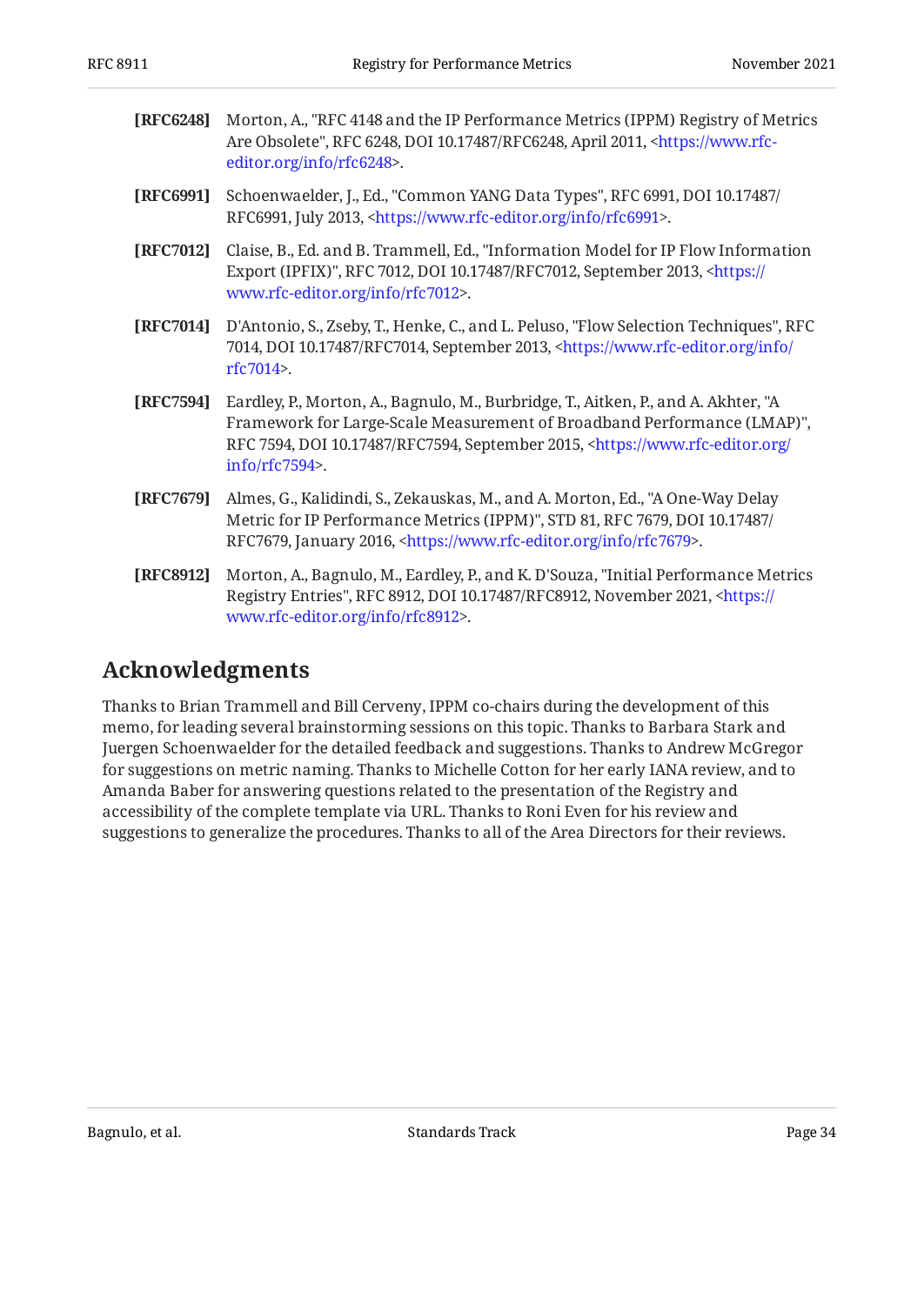**[RFC6248]** Morton, A., "RFC 4148 and the IP Performance Metrics (IPPM) Registry of Metrics Are Obsolete", RFC 6248, DOI 10.17487/RFC6248, April 2011, <https://www.rfc-editor.org/info/rfc6248>.

**[RFC6991]** Schoenwaelder, J., Ed., "Common YANG Data Types", RFC 6991, DOI 10.17487/RFC6991, July 2013, <https://www.rfc-editor.org/info/rfc6991>.

**[RFC7012]** Claise, B., Ed. and B. Trammell, Ed., "Information Model for IP Flow Information Export (IPFIX)", RFC 7012, DOI 10.17487/RFC7012, September 2013, <https://www.rfc-editor.org/info/rfc7012>.

**[RFC7014]** D'Antonio, S., Zseby, T., Henke, C., and L. Peluso, "Flow Selection Techniques", RFC 7014, DOI 10.17487/RFC7014, September 2013, <https://www.rfc-editor.org/info/rfc7014>.

**[RFC7594]** Eardley, P., Morton, A., Bagnulo, M., Burbridge, T., Aitken, P., and A. Akhter, "A Framework for Large-Scale Measurement of Broadband Performance (LMAP)", RFC 7594, DOI 10.17487/RFC7594, September 2015, <https://www.rfc-editor.org/info/rfc7594>.

**[RFC7679]** Almes, G., Kalidindi, S., Zekauskas, M., and A. Morton, Ed., "A One-Way Delay Metric for IP Performance Metrics (IPPM)", STD 81, RFC 7679, DOI 10.17487/RFC7679, January 2016, <https://www.rfc-editor.org/info/rfc7679>.

**[RFC8912]** Morton, A., Bagnulo, M., Eardley, P., and K. D'Souza, "Initial Performance Metrics Registry Entries", RFC 8912, DOI 10.17487/RFC8912, November 2021, <https://www.rfc-editor.org/info/rfc8912>.

## Acknowledgments

Thanks to Brian Trammell and Bill Cerveny, IPPM co-chairs during the development of this memo, for leading several brainstorming sessions on this topic. Thanks to Barbara Stark and Juergen Schoenwaelder for the detailed feedback and suggestions. Thanks to Andrew McGregor for suggestions on metric naming. Thanks to Michelle Cotton for her early IANA review, and to Amanda Baber for answering questions related to the presentation of the Registry and accessibility of the complete template via URL. Thanks to Roni Even for his review and suggestions to generalize the procedures. Thanks to all of the Area Directors for their reviews.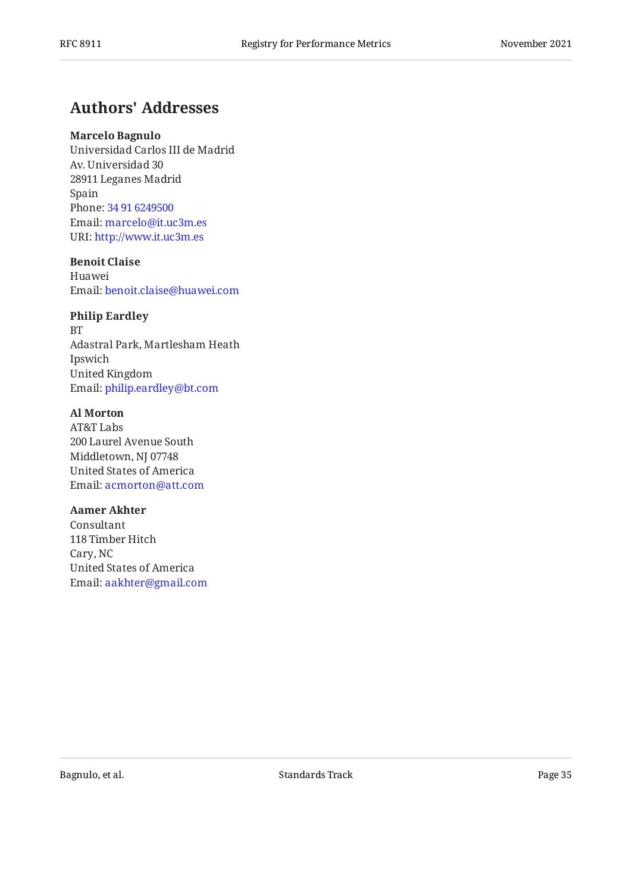## Authors' Addresses

**Marcelo Bagnulo**
Universidad Carlos III de Madrid
Av. Universidad 30
28911 Leganes Madrid
Spain
Phone: 34 91 6249500
Email: marcelo@it.uc3m.es
URI: http://www.it.uc3m.es

**Benoit Claise**
Huawei
Email: benoit.claise@huawei.com

**Philip Eardley**
BT
Adastral Park, Martlesham Heath
Ipswich
United Kingdom
Email: philip.eardley@bt.com

**Al Morton**
AT&T Labs
200 Laurel Avenue South
Middletown, NJ 07748
United States of America
Email: acmorton@att.com

**Aamer Akhter**
Consultant
118 Timber Hitch
Cary, NC
United States of America
Email: aakhter@gmail.com